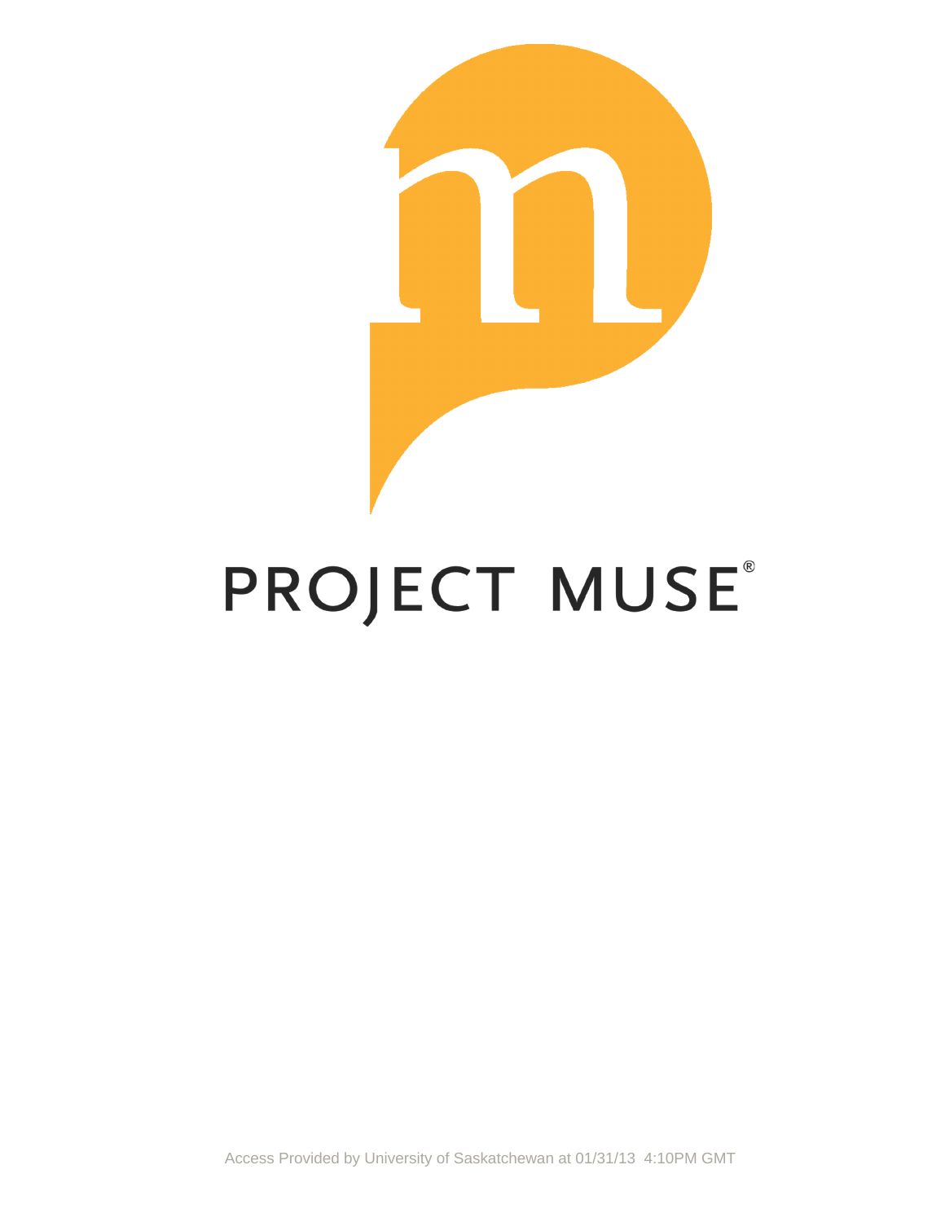PROJECT MUSE®

Access Provided by University of Saskatchewan at 01/31/13 4:10PM GMT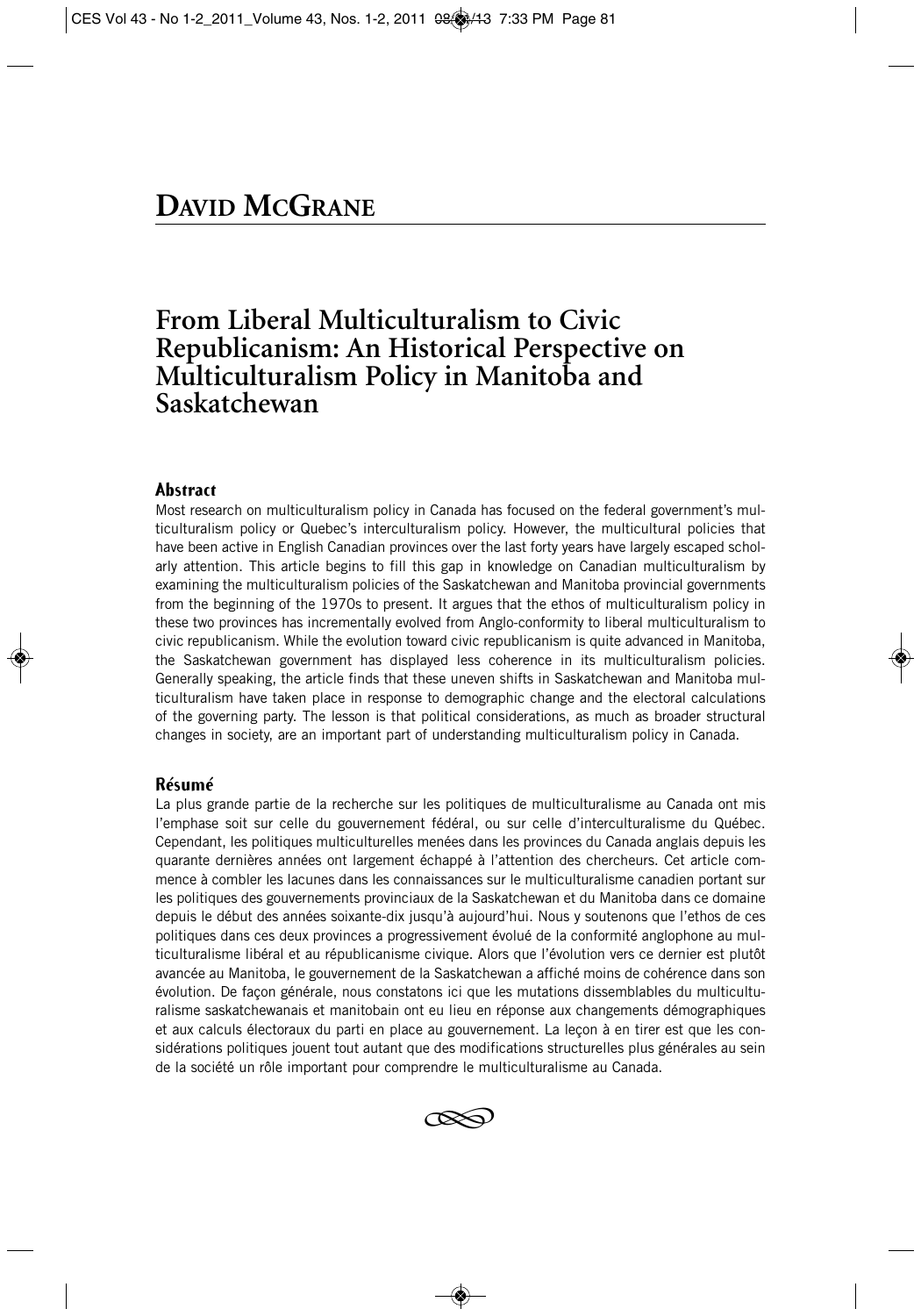# David McGrane

# From Liberal Multiculturalism to Civic Republicanism: An Historical Perspective on Multiculturalism Policy in Manitoba and Saskatchewan

## Abstract

Most research on multiculturalism policy in Canada has focused on the federal government's multiculturalism policy or Quebec's interculturalism policy. However, the multicultural policies that have been active in English Canadian provinces over the last forty years have largely escaped scholarly attention. This article begins to fill this gap in knowledge on Canadian multiculturalism by examining the multiculturalism policies of the Saskatchewan and Manitoba provincial governments from the beginning of the 1970s to present. It argues that the ethos of multiculturalism policy in these two provinces has incrementally evolved from Anglo-conformity to liberal multiculturalism to civic republicanism. While the evolution toward civic republicanism is quite advanced in Manitoba, the Saskatchewan government has displayed less coherence in its multiculturalism policies. Generally speaking, the article finds that these uneven shifts in Saskatchewan and Manitoba multiculturalism have taken place in response to demographic change and the electoral calculations of the governing party. The lesson is that political considerations, as much as broader structural changes in society, are an important part of understanding multiculturalism policy in Canada.

## Résumé

La plus grande partie de la recherche sur les politiques de multiculturalisme au Canada ont mis l'emphase soit sur celle du gouvernement fédéral, ou sur celle d'interculturalisme du Québec. Cependant, les politiques multiculturelles menées dans les provinces du Canada anglais depuis les quarante dernières années ont largement échappé à l'attention des chercheurs. Cet article commence à combler les lacunes dans les connaissances sur le multiculturalisme canadien portant sur les politiques des gouvernements provinciaux de la Saskatchewan et du Manitoba dans ce domaine depuis le début des années soixante-dix jusqu'à aujourd'hui. Nous y soutenons que l'ethos de ces politiques dans ces deux provinces a progressivement évolué de la conformité anglophone au multiculturalisme libéral et au républicanisme civique. Alors que l'évolution vers ce dernier est plutôt avancée au Manitoba, le gouvernement de la Saskatchewan a affiché moins de cohérence dans son évolution. De façon générale, nous constatons ici que les mutations dissemblables du multiculturalisme saskatchewanais et manitobain ont eu lieu en réponse aux changements démographiques et aux calculs électoraux du parti en place au gouvernement. La leçon à en tirer est que les considérations politiques jouent tout autant que des modifications structurelles plus générales au sein de la société un rôle important pour comprendre le multiculturalisme au Canada.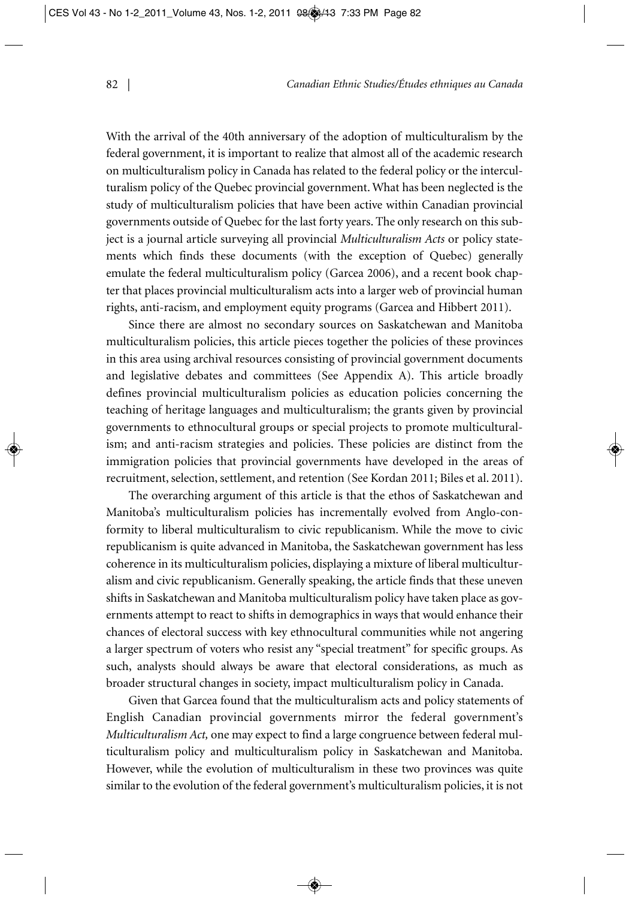With the arrival of the 40th anniversary of the adoption of multiculturalism by the federal government, it is important to realize that almost all of the academic research on multiculturalism policy in Canada has related to the federal policy or the interculturalism policy of the Quebec provincial government. What has been neglected is the study of multiculturalism policies that have been active within Canadian provincial governments outside of Quebec for the last forty years. The only research on this subject is a journal article surveying all provincial *Multiculturalism Acts* or policy statements which finds these documents (with the exception of Quebec) generally emulate the federal multiculturalism policy (Garcea 2006), and a recent book chapter that places provincial multiculturalism acts into a larger web of provincial human rights, anti-racism, and employment equity programs (Garcea and Hibbert 2011).

Since there are almost no secondary sources on Saskatchewan and Manitoba multiculturalism policies, this article pieces together the policies of these provinces in this area using archival resources consisting of provincial government documents and legislative debates and committees (See Appendix A). This article broadly defines provincial multiculturalism policies as education policies concerning the teaching of heritage languages and multiculturalism; the grants given by provincial governments to ethnocultural groups or special projects to promote multiculturalism; and anti-racism strategies and policies. These policies are distinct from the immigration policies that provincial governments have developed in the areas of recruitment, selection, settlement, and retention (See Kordan 2011; Biles et al. 2011).

The overarching argument of this article is that the ethos of Saskatchewan and Manitoba's multiculturalism policies has incrementally evolved from Anglo-conformity to liberal multiculturalism to civic republicanism. While the move to civic republicanism is quite advanced in Manitoba, the Saskatchewan government has less coherence in its multiculturalism policies, displaying a mixture of liberal multiculturalism and civic republicanism. Generally speaking, the article finds that these uneven shifts in Saskatchewan and Manitoba multiculturalism policy have taken place as governments attempt to react to shifts in demographics in ways that would enhance their chances of electoral success with key ethnocultural communities while not angering a larger spectrum of voters who resist any "special treatment" for specific groups. As such, analysts should always be aware that electoral considerations, as much as broader structural changes in society, impact multiculturalism policy in Canada.

Given that Garcea found that the multiculturalism acts and policy statements of English Canadian provincial governments mirror the federal government's *Multiculturalism Act,* one may expect to find a large congruence between federal multiculturalism policy and multiculturalism policy in Saskatchewan and Manitoba. However, while the evolution of multiculturalism in these two provinces was quite similar to the evolution of the federal government's multiculturalism policies, it is not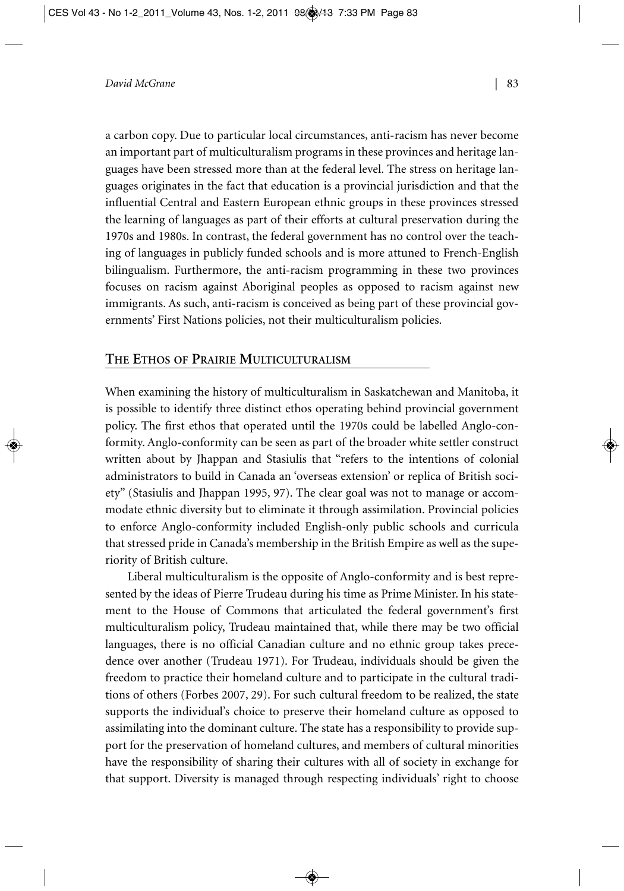a carbon copy. Due to particular local circumstances, anti-racism has never become an important part of multiculturalism programs in these provinces and heritage languages have been stressed more than at the federal level. The stress on heritage languages originates in the fact that education is a provincial jurisdiction and that the influential Central and Eastern European ethnic groups in these provinces stressed the learning of languages as part of their efforts at cultural preservation during the 1970s and 1980s. In contrast, the federal government has no control over the teaching of languages in publicly funded schools and is more attuned to French-English bilingualism. Furthermore, the anti-racism programming in these two provinces focuses on racism against Aboriginal peoples as opposed to racism against new immigrants. As such, anti-racism is conceived as being part of these provincial governments' First Nations policies, not their multiculturalism policies.

## The Ethos of Prairie Multiculturalism

When examining the history of multiculturalism in Saskatchewan and Manitoba, it is possible to identify three distinct ethos operating behind provincial government policy. The first ethos that operated until the 1970s could be labelled Anglo-conformity. Anglo-conformity can be seen as part of the broader white settler construct written about by Jhappan and Stasiulis that "refers to the intentions of colonial administrators to build in Canada an 'overseas extension' or replica of British society" (Stasiulis and Jhappan 1995, 97). The clear goal was not to manage or accommodate ethnic diversity but to eliminate it through assimilation. Provincial policies to enforce Anglo-conformity included English-only public schools and curricula that stressed pride in Canada's membership in the British Empire as well as the superiority of British culture.

Liberal multiculturalism is the opposite of Anglo-conformity and is best represented by the ideas of Pierre Trudeau during his time as Prime Minister. In his statement to the House of Commons that articulated the federal government's first multiculturalism policy, Trudeau maintained that, while there may be two official languages, there is no official Canadian culture and no ethnic group takes precedence over another (Trudeau 1971). For Trudeau, individuals should be given the freedom to practice their homeland culture and to participate in the cultural traditions of others (Forbes 2007, 29). For such cultural freedom to be realized, the state supports the individual's choice to preserve their homeland culture as opposed to assimilating into the dominant culture. The state has a responsibility to provide support for the preservation of homeland cultures, and members of cultural minorities have the responsibility of sharing their cultures with all of society in exchange for that support. Diversity is managed through respecting individuals' right to choose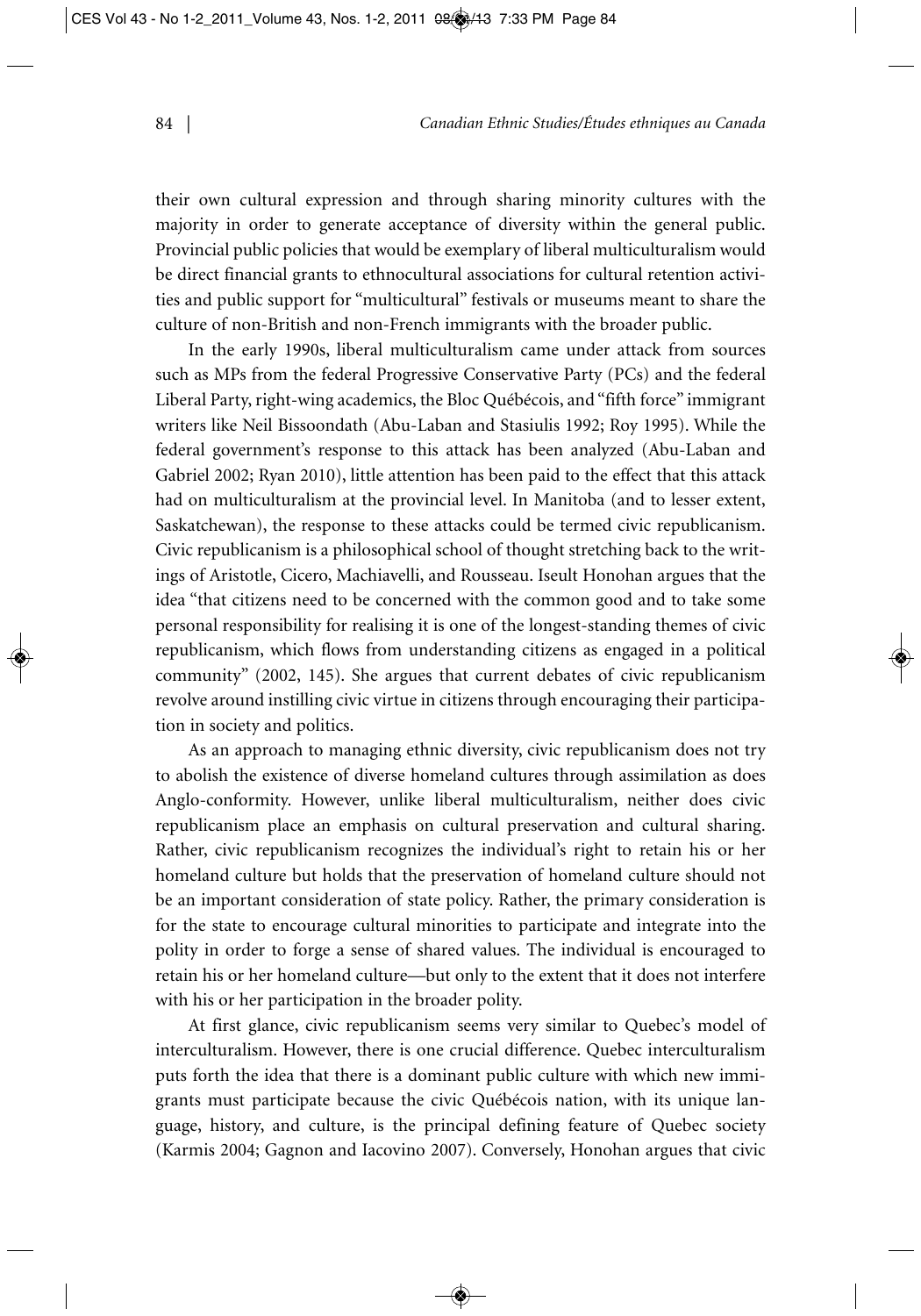their own cultural expression and through sharing minority cultures with the majority in order to generate acceptance of diversity within the general public. Provincial public policies that would be exemplary of liberal multiculturalism would be direct financial grants to ethnocultural associations for cultural retention activities and public support for "multicultural" festivals or museums meant to share the culture of non-British and non-French immigrants with the broader public.

In the early 1990s, liberal multiculturalism came under attack from sources such as MPs from the federal Progressive Conservative Party (PCs) and the federal Liberal Party, right-wing academics, the Bloc Québécois, and "fifth force" immigrant writers like Neil Bissoondath (Abu-Laban and Stasiulis 1992; Roy 1995). While the federal government's response to this attack has been analyzed (Abu-Laban and Gabriel 2002; Ryan 2010), little attention has been paid to the effect that this attack had on multiculturalism at the provincial level. In Manitoba (and to lesser extent, Saskatchewan), the response to these attacks could be termed civic republicanism. Civic republicanism is a philosophical school of thought stretching back to the writings of Aristotle, Cicero, Machiavelli, and Rousseau. Iseult Honohan argues that the idea "that citizens need to be concerned with the common good and to take some personal responsibility for realising it is one of the longest-standing themes of civic republicanism, which flows from understanding citizens as engaged in a political community" (2002, 145). She argues that current debates of civic republicanism revolve around instilling civic virtue in citizens through encouraging their participation in society and politics.

As an approach to managing ethnic diversity, civic republicanism does not try to abolish the existence of diverse homeland cultures through assimilation as does Anglo-conformity. However, unlike liberal multiculturalism, neither does civic republicanism place an emphasis on cultural preservation and cultural sharing. Rather, civic republicanism recognizes the individual's right to retain his or her homeland culture but holds that the preservation of homeland culture should not be an important consideration of state policy. Rather, the primary consideration is for the state to encourage cultural minorities to participate and integrate into the polity in order to forge a sense of shared values. The individual is encouraged to retain his or her homeland culture—but only to the extent that it does not interfere with his or her participation in the broader polity.

At first glance, civic republicanism seems very similar to Quebec's model of interculturalism. However, there is one crucial difference. Quebec interculturalism puts forth the idea that there is a dominant public culture with which new immigrants must participate because the civic Québécois nation, with its unique language, history, and culture, is the principal defining feature of Quebec society (Karmis 2004; Gagnon and Iacovino 2007). Conversely, Honohan argues that civic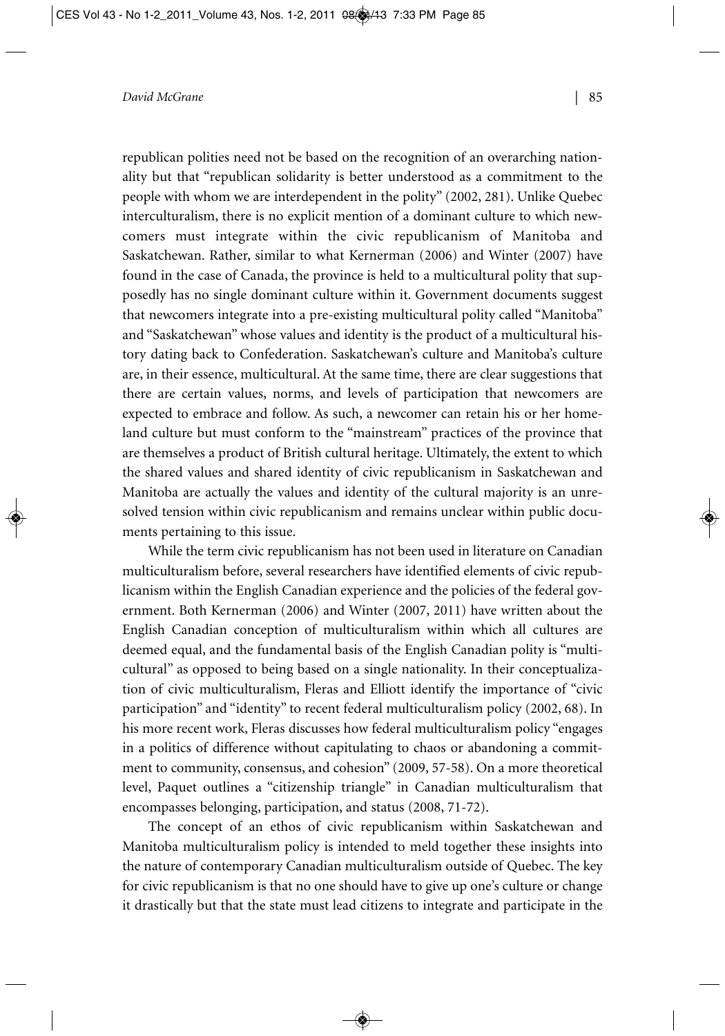republican polities need not be based on the recognition of an overarching nationality but that "republican solidarity is better understood as a commitment to the people with whom we are interdependent in the polity" (2002, 281). Unlike Quebec interculturalism, there is no explicit mention of a dominant culture to which newcomers must integrate within the civic republicanism of Manitoba and Saskatchewan. Rather, similar to what Kernerman (2006) and Winter (2007) have found in the case of Canada, the province is held to a multicultural polity that supposedly has no single dominant culture within it. Government documents suggest that newcomers integrate into a pre-existing multicultural polity called "Manitoba" and "Saskatchewan" whose values and identity is the product of a multicultural history dating back to Confederation. Saskatchewan's culture and Manitoba's culture are, in their essence, multicultural. At the same time, there are clear suggestions that there are certain values, norms, and levels of participation that newcomers are expected to embrace and follow. As such, a newcomer can retain his or her homeland culture but must conform to the "mainstream" practices of the province that are themselves a product of British cultural heritage. Ultimately, the extent to which the shared values and shared identity of civic republicanism in Saskatchewan and Manitoba are actually the values and identity of the cultural majority is an unresolved tension within civic republicanism and remains unclear within public documents pertaining to this issue.

While the term civic republicanism has not been used in literature on Canadian multiculturalism before, several researchers have identified elements of civic republicanism within the English Canadian experience and the policies of the federal government. Both Kernerman (2006) and Winter (2007, 2011) have written about the English Canadian conception of multiculturalism within which all cultures are deemed equal, and the fundamental basis of the English Canadian polity is "multicultural" as opposed to being based on a single nationality. In their conceptualization of civic multiculturalism, Fleras and Elliott identify the importance of "civic participation" and "identity" to recent federal multiculturalism policy (2002, 68). In his more recent work, Fleras discusses how federal multiculturalism policy "engages in a politics of difference without capitulating to chaos or abandoning a commitment to community, consensus, and cohesion" (2009, 57-58). On a more theoretical level, Paquet outlines a "citizenship triangle" in Canadian multiculturalism that encompasses belonging, participation, and status (2008, 71-72).

The concept of an ethos of civic republicanism within Saskatchewan and Manitoba multiculturalism policy is intended to meld together these insights into the nature of contemporary Canadian multiculturalism outside of Quebec. The key for civic republicanism is that no one should have to give up one's culture or change it drastically but that the state must lead citizens to integrate and participate in the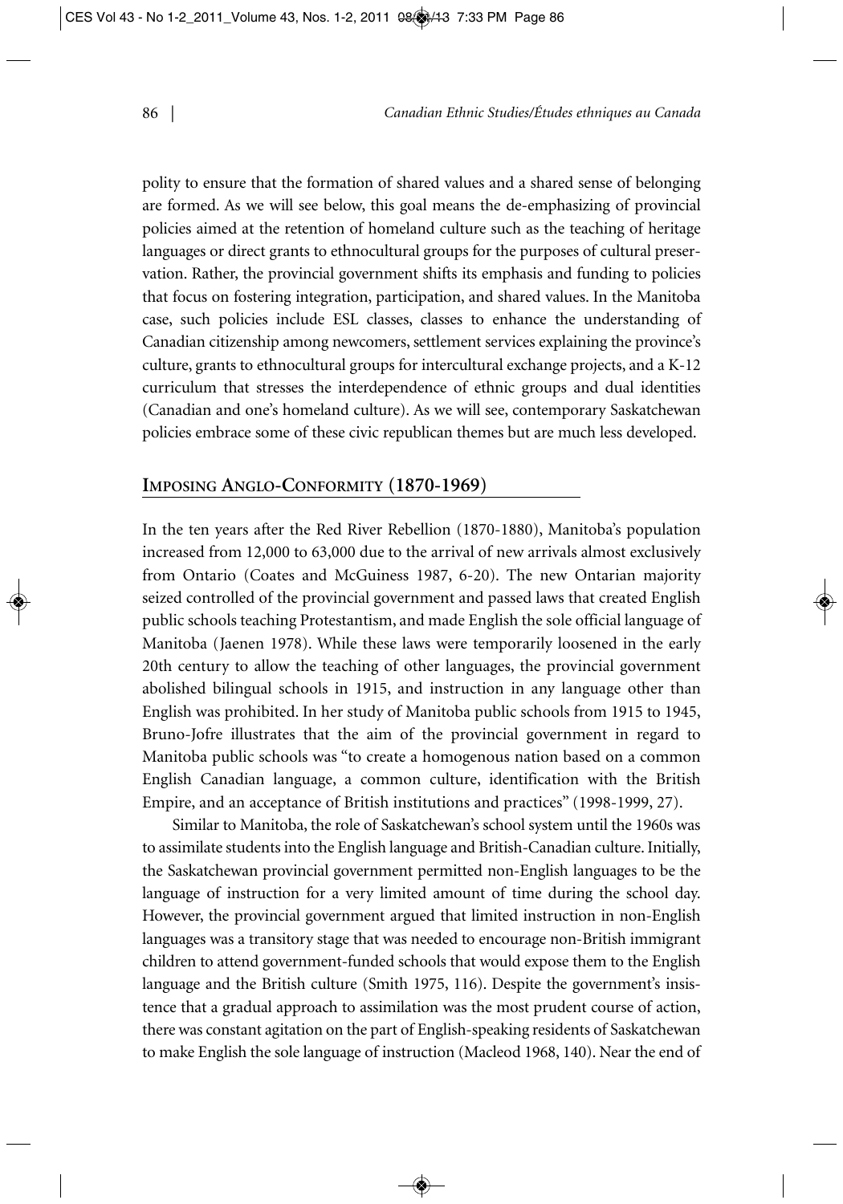polity to ensure that the formation of shared values and a shared sense of belonging are formed. As we will see below, this goal means the de-emphasizing of provincial policies aimed at the retention of homeland culture such as the teaching of heritage languages or direct grants to ethnocultural groups for the purposes of cultural preservation. Rather, the provincial government shifts its emphasis and funding to policies that focus on fostering integration, participation, and shared values. In the Manitoba case, such policies include ESL classes, classes to enhance the understanding of Canadian citizenship among newcomers, settlement services explaining the province's culture, grants to ethnocultural groups for intercultural exchange projects, and a K-12 curriculum that stresses the interdependence of ethnic groups and dual identities (Canadian and one's homeland culture). As we will see, contemporary Saskatchewan policies embrace some of these civic republican themes but are much less developed.

## Imposing Anglo-Conformity (1870-1969)

In the ten years after the Red River Rebellion (1870-1880), Manitoba's population increased from 12,000 to 63,000 due to the arrival of new arrivals almost exclusively from Ontario (Coates and McGuiness 1987, 6-20). The new Ontarian majority seized controlled of the provincial government and passed laws that created English public schools teaching Protestantism, and made English the sole official language of Manitoba (Jaenen 1978). While these laws were temporarily loosened in the early 20th century to allow the teaching of other languages, the provincial government abolished bilingual schools in 1915, and instruction in any language other than English was prohibited. In her study of Manitoba public schools from 1915 to 1945, Bruno-Jofre illustrates that the aim of the provincial government in regard to Manitoba public schools was "to create a homogenous nation based on a common English Canadian language, a common culture, identification with the British Empire, and an acceptance of British institutions and practices" (1998-1999, 27).

Similar to Manitoba, the role of Saskatchewan's school system until the 1960s was to assimilate students into the English language and British-Canadian culture. Initially, the Saskatchewan provincial government permitted non-English languages to be the language of instruction for a very limited amount of time during the school day. However, the provincial government argued that limited instruction in non-English languages was a transitory stage that was needed to encourage non-British immigrant children to attend government-funded schools that would expose them to the English language and the British culture (Smith 1975, 116). Despite the government's insistence that a gradual approach to assimilation was the most prudent course of action, there was constant agitation on the part of English-speaking residents of Saskatchewan to make English the sole language of instruction (Macleod 1968, 140). Near the end of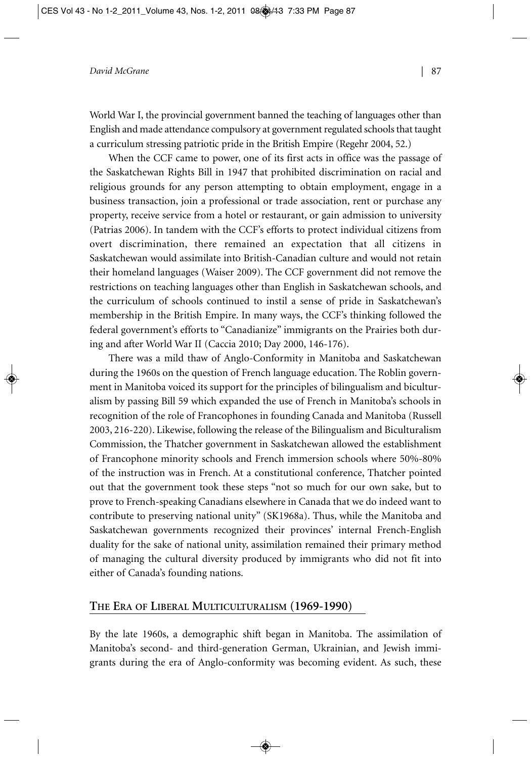World War I, the provincial government banned the teaching of languages other than English and made attendance compulsory at government regulated schools that taught a curriculum stressing patriotic pride in the British Empire (Regehr 2004, 52.)

When the CCF came to power, one of its first acts in office was the passage of the Saskatchewan Rights Bill in 1947 that prohibited discrimination on racial and religious grounds for any person attempting to obtain employment, engage in a business transaction, join a professional or trade association, rent or purchase any property, receive service from a hotel or restaurant, or gain admission to university (Patrias 2006). In tandem with the CCF's efforts to protect individual citizens from overt discrimination, there remained an expectation that all citizens in Saskatchewan would assimilate into British-Canadian culture and would not retain their homeland languages (Waiser 2009). The CCF government did not remove the restrictions on teaching languages other than English in Saskatchewan schools, and the curriculum of schools continued to instil a sense of pride in Saskatchewan's membership in the British Empire. In many ways, the CCF's thinking followed the federal government's efforts to "Canadianize" immigrants on the Prairies both during and after World War II (Caccia 2010; Day 2000, 146-176).

There was a mild thaw of Anglo-Conformity in Manitoba and Saskatchewan during the 1960s on the question of French language education. The Roblin government in Manitoba voiced its support for the principles of bilingualism and biculturalism by passing Bill 59 which expanded the use of French in Manitoba's schools in recognition of the role of Francophones in founding Canada and Manitoba (Russell 2003, 216-220). Likewise, following the release of the Bilingualism and Biculturalism Commission, the Thatcher government in Saskatchewan allowed the establishment of Francophone minority schools and French immersion schools where 50%-80% of the instruction was in French. At a constitutional conference, Thatcher pointed out that the government took these steps "not so much for our own sake, but to prove to French-speaking Canadians elsewhere in Canada that we do indeed want to contribute to preserving national unity" (SK1968a). Thus, while the Manitoba and Saskatchewan governments recognized their provinces' internal French-English duality for the sake of national unity, assimilation remained their primary method of managing the cultural diversity produced by immigrants who did not fit into either of Canada's founding nations.

## The Era of Liberal Multiculturalism (1969-1990)

By the late 1960s, a demographic shift began in Manitoba. The assimilation of Manitoba's second- and third-generation German, Ukrainian, and Jewish immigrants during the era of Anglo-conformity was becoming evident. As such, these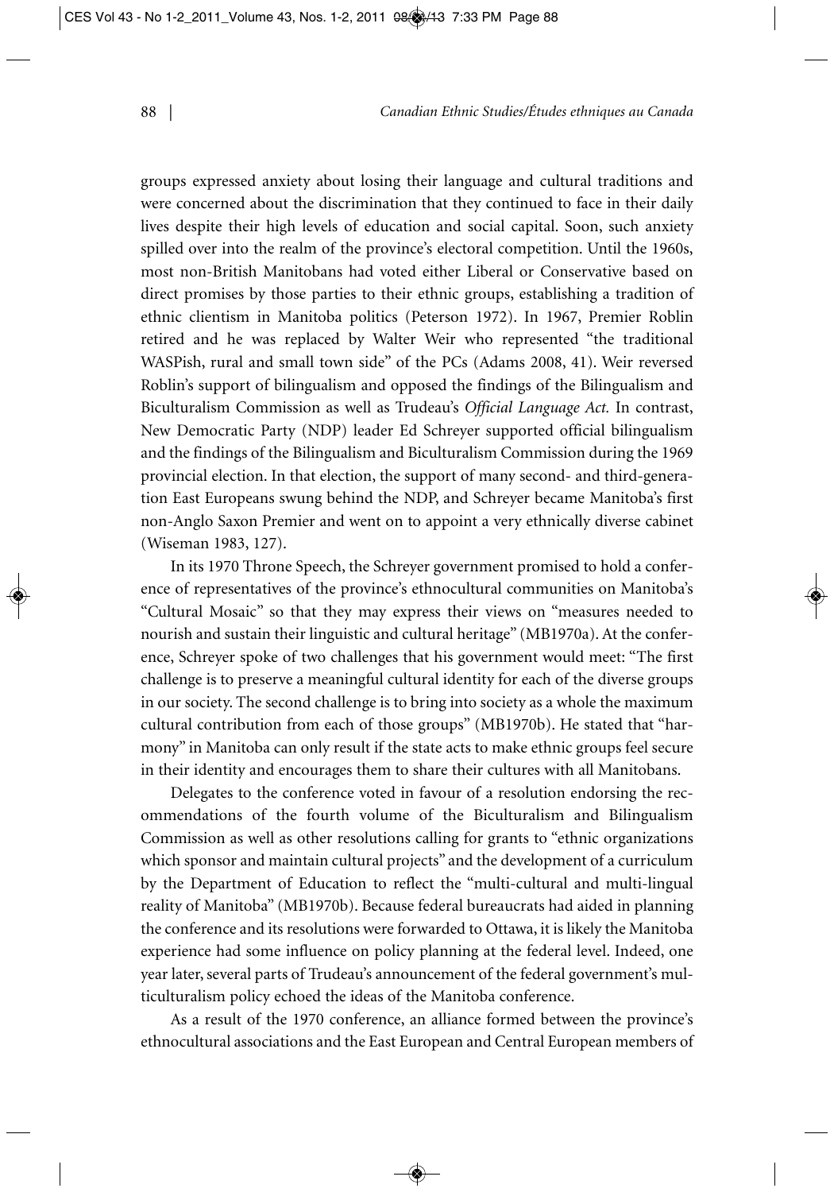groups expressed anxiety about losing their language and cultural traditions and were concerned about the discrimination that they continued to face in their daily lives despite their high levels of education and social capital. Soon, such anxiety spilled over into the realm of the province's electoral competition. Until the 1960s, most non-British Manitobans had voted either Liberal or Conservative based on direct promises by those parties to their ethnic groups, establishing a tradition of ethnic clientism in Manitoba politics (Peterson 1972). In 1967, Premier Roblin retired and he was replaced by Walter Weir who represented "the traditional WASPish, rural and small town side" of the PCs (Adams 2008, 41). Weir reversed Roblin's support of bilingualism and opposed the findings of the Bilingualism and Biculturalism Commission as well as Trudeau's *Official Language Act.* In contrast, New Democratic Party (NDP) leader Ed Schreyer supported official bilingualism and the findings of the Bilingualism and Biculturalism Commission during the 1969 provincial election. In that election, the support of many second- and third-generation East Europeans swung behind the NDP, and Schreyer became Manitoba's first non-Anglo Saxon Premier and went on to appoint a very ethnically diverse cabinet (Wiseman 1983, 127).

In its 1970 Throne Speech, the Schreyer government promised to hold a conference of representatives of the province's ethnocultural communities on Manitoba's "Cultural Mosaic" so that they may express their views on "measures needed to nourish and sustain their linguistic and cultural heritage" (MB1970a). At the conference, Schreyer spoke of two challenges that his government would meet: "The first challenge is to preserve a meaningful cultural identity for each of the diverse groups in our society. The second challenge is to bring into society as a whole the maximum cultural contribution from each of those groups" (MB1970b). He stated that "harmony" in Manitoba can only result if the state acts to make ethnic groups feel secure in their identity and encourages them to share their cultures with all Manitobans.

Delegates to the conference voted in favour of a resolution endorsing the recommendations of the fourth volume of the Biculturalism and Bilingualism Commission as well as other resolutions calling for grants to "ethnic organizations which sponsor and maintain cultural projects" and the development of a curriculum by the Department of Education to reflect the "multi-cultural and multi-lingual reality of Manitoba" (MB1970b). Because federal bureaucrats had aided in planning the conference and its resolutions were forwarded to Ottawa, it is likely the Manitoba experience had some influence on policy planning at the federal level. Indeed, one year later, several parts of Trudeau's announcement of the federal government's multiculturalism policy echoed the ideas of the Manitoba conference.

As a result of the 1970 conference, an alliance formed between the province's ethnocultural associations and the East European and Central European members of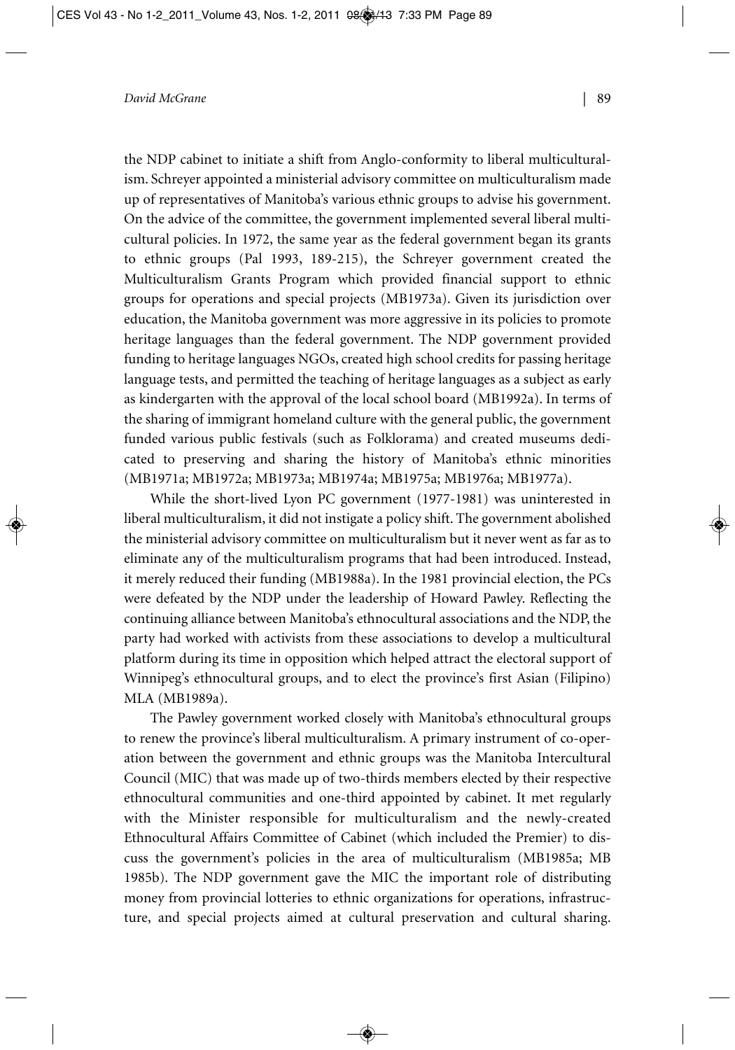the NDP cabinet to initiate a shift from Anglo-conformity to liberal multiculturalism. Schreyer appointed a ministerial advisory committee on multiculturalism made up of representatives of Manitoba's various ethnic groups to advise his government. On the advice of the committee, the government implemented several liberal multicultural policies. In 1972, the same year as the federal government began its grants to ethnic groups (Pal 1993, 189-215), the Schreyer government created the Multiculturalism Grants Program which provided financial support to ethnic groups for operations and special projects (MB1973a). Given its jurisdiction over education, the Manitoba government was more aggressive in its policies to promote heritage languages than the federal government. The NDP government provided funding to heritage languages NGOs, created high school credits for passing heritage language tests, and permitted the teaching of heritage languages as a subject as early as kindergarten with the approval of the local school board (MB1992a). In terms of the sharing of immigrant homeland culture with the general public, the government funded various public festivals (such as Folklorama) and created museums dedicated to preserving and sharing the history of Manitoba's ethnic minorities (MB1971a; MB1972a; MB1973a; MB1974a; MB1975a; MB1976a; MB1977a).

While the short-lived Lyon PC government (1977-1981) was uninterested in liberal multiculturalism, it did not instigate a policy shift. The government abolished the ministerial advisory committee on multiculturalism but it never went as far as to eliminate any of the multiculturalism programs that had been introduced. Instead, it merely reduced their funding (MB1988a). In the 1981 provincial election, the PCs were defeated by the NDP under the leadership of Howard Pawley. Reflecting the continuing alliance between Manitoba's ethnocultural associations and the NDP, the party had worked with activists from these associations to develop a multicultural platform during its time in opposition which helped attract the electoral support of Winnipeg's ethnocultural groups, and to elect the province's first Asian (Filipino) MLA (MB1989a).

The Pawley government worked closely with Manitoba's ethnocultural groups to renew the province's liberal multiculturalism. A primary instrument of co-operation between the government and ethnic groups was the Manitoba Intercultural Council (MIC) that was made up of two-thirds members elected by their respective ethnocultural communities and one-third appointed by cabinet. It met regularly with the Minister responsible for multiculturalism and the newly-created Ethnocultural Affairs Committee of Cabinet (which included the Premier) to discuss the government's policies in the area of multiculturalism (MB1985a; MB 1985b). The NDP government gave the MIC the important role of distributing money from provincial lotteries to ethnic organizations for operations, infrastructure, and special projects aimed at cultural preservation and cultural sharing.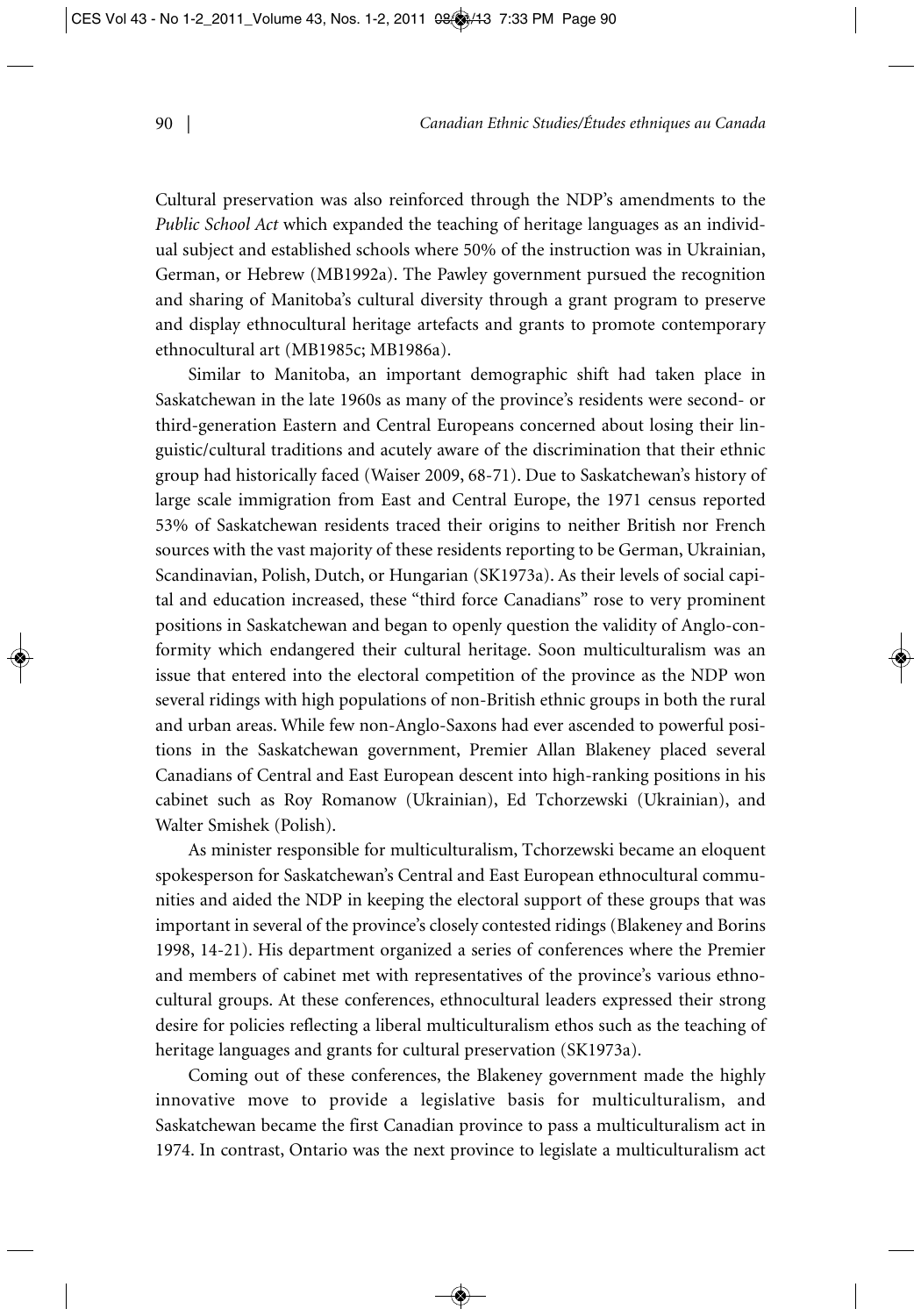Cultural preservation was also reinforced through the NDP's amendments to the *Public School Act* which expanded the teaching of heritage languages as an individual subject and established schools where 50% of the instruction was in Ukrainian, German, or Hebrew (MB1992a). The Pawley government pursued the recognition and sharing of Manitoba's cultural diversity through a grant program to preserve and display ethnocultural heritage artefacts and grants to promote contemporary ethnocultural art (MB1985c; MB1986a).

Similar to Manitoba, an important demographic shift had taken place in Saskatchewan in the late 1960s as many of the province's residents were second- or third-generation Eastern and Central Europeans concerned about losing their linguistic/cultural traditions and acutely aware of the discrimination that their ethnic group had historically faced (Waiser 2009, 68-71). Due to Saskatchewan's history of large scale immigration from East and Central Europe, the 1971 census reported 53% of Saskatchewan residents traced their origins to neither British nor French sources with the vast majority of these residents reporting to be German, Ukrainian, Scandinavian, Polish, Dutch, or Hungarian (SK1973a). As their levels of social capital and education increased, these "third force Canadians" rose to very prominent positions in Saskatchewan and began to openly question the validity of Anglo-conformity which endangered their cultural heritage. Soon multiculturalism was an issue that entered into the electoral competition of the province as the NDP won several ridings with high populations of non-British ethnic groups in both the rural and urban areas. While few non-Anglo-Saxons had ever ascended to powerful positions in the Saskatchewan government, Premier Allan Blakeney placed several Canadians of Central and East European descent into high-ranking positions in his cabinet such as Roy Romanow (Ukrainian), Ed Tchorzewski (Ukrainian), and Walter Smishek (Polish).

As minister responsible for multiculturalism, Tchorzewski became an eloquent spokesperson for Saskatchewan's Central and East European ethnocultural communities and aided the NDP in keeping the electoral support of these groups that was important in several of the province's closely contested ridings (Blakeney and Borins 1998, 14-21). His department organized a series of conferences where the Premier and members of cabinet met with representatives of the province's various ethnocultural groups. At these conferences, ethnocultural leaders expressed their strong desire for policies reflecting a liberal multiculturalism ethos such as the teaching of heritage languages and grants for cultural preservation (SK1973a).

Coming out of these conferences, the Blakeney government made the highly innovative move to provide a legislative basis for multiculturalism, and Saskatchewan became the first Canadian province to pass a multiculturalism act in 1974. In contrast, Ontario was the next province to legislate a multiculturalism act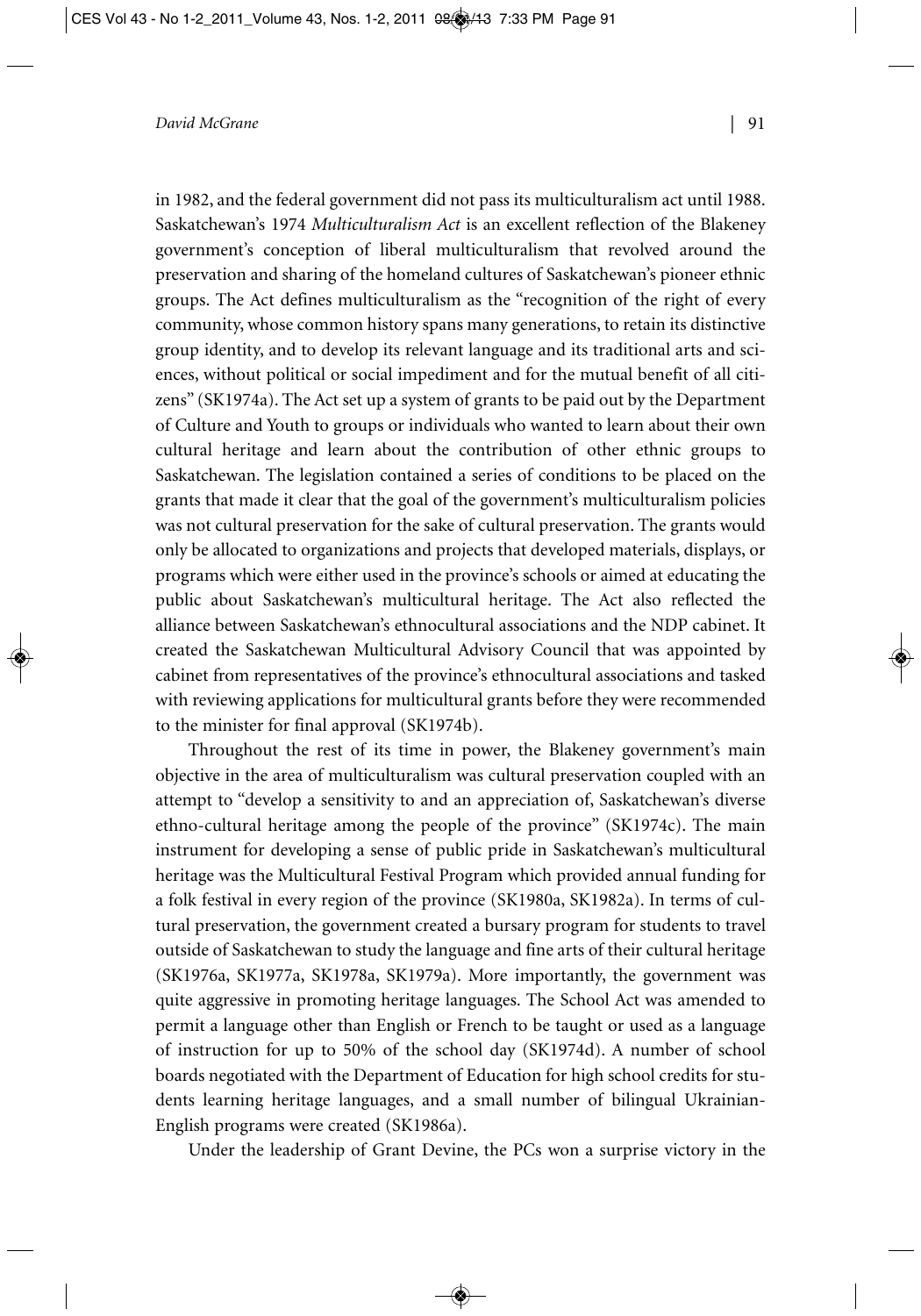in 1982, and the federal government did not pass its multiculturalism act until 1988. Saskatchewan's 1974 *Multiculturalism Act* is an excellent reflection of the Blakeney government's conception of liberal multiculturalism that revolved around the preservation and sharing of the homeland cultures of Saskatchewan's pioneer ethnic groups. The Act defines multiculturalism as the "recognition of the right of every community, whose common history spans many generations, to retain its distinctive group identity, and to develop its relevant language and its traditional arts and sciences, without political or social impediment and for the mutual benefit of all citizens" (SK1974a). The Act set up a system of grants to be paid out by the Department of Culture and Youth to groups or individuals who wanted to learn about their own cultural heritage and learn about the contribution of other ethnic groups to Saskatchewan. The legislation contained a series of conditions to be placed on the grants that made it clear that the goal of the government's multiculturalism policies was not cultural preservation for the sake of cultural preservation. The grants would only be allocated to organizations and projects that developed materials, displays, or programs which were either used in the province's schools or aimed at educating the public about Saskatchewan's multicultural heritage. The Act also reflected the alliance between Saskatchewan's ethnocultural associations and the NDP cabinet. It created the Saskatchewan Multicultural Advisory Council that was appointed by cabinet from representatives of the province's ethnocultural associations and tasked with reviewing applications for multicultural grants before they were recommended to the minister for final approval (SK1974b).

Throughout the rest of its time in power, the Blakeney government's main objective in the area of multiculturalism was cultural preservation coupled with an attempt to "develop a sensitivity to and an appreciation of, Saskatchewan's diverse ethno-cultural heritage among the people of the province" (SK1974c). The main instrument for developing a sense of public pride in Saskatchewan's multicultural heritage was the Multicultural Festival Program which provided annual funding for a folk festival in every region of the province (SK1980a, SK1982a). In terms of cultural preservation, the government created a bursary program for students to travel outside of Saskatchewan to study the language and fine arts of their cultural heritage (SK1976a, SK1977a, SK1978a, SK1979a). More importantly, the government was quite aggressive in promoting heritage languages. The School Act was amended to permit a language other than English or French to be taught or used as a language of instruction for up to 50% of the school day (SK1974d). A number of school boards negotiated with the Department of Education for high school credits for students learning heritage languages, and a small number of bilingual Ukrainian-English programs were created (SK1986a).

Under the leadership of Grant Devine, the PCs won a surprise victory in the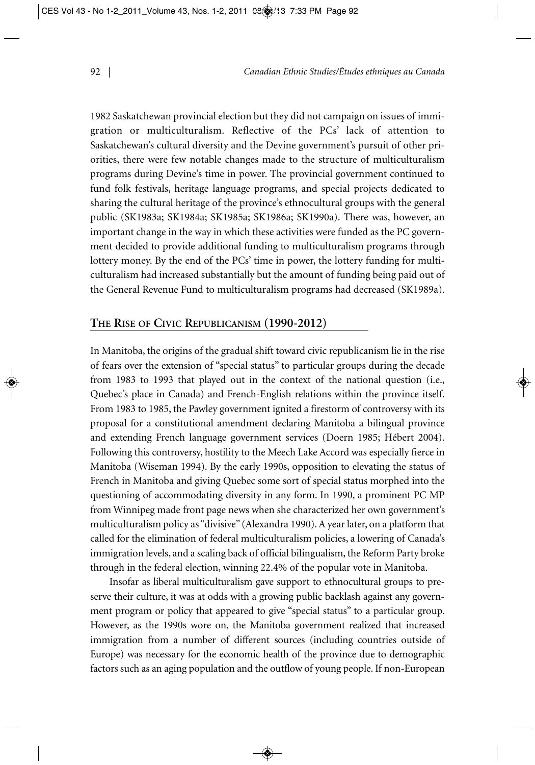1982 Saskatchewan provincial election but they did not campaign on issues of immigration or multiculturalism. Reflective of the PCs' lack of attention to Saskatchewan's cultural diversity and the Devine government's pursuit of other priorities, there were few notable changes made to the structure of multiculturalism programs during Devine's time in power. The provincial government continued to fund folk festivals, heritage language programs, and special projects dedicated to sharing the cultural heritage of the province's ethnocultural groups with the general public (SK1983a; SK1984a; SK1985a; SK1986a; SK1990a). There was, however, an important change in the way in which these activities were funded as the PC government decided to provide additional funding to multiculturalism programs through lottery money. By the end of the PCs' time in power, the lottery funding for multiculturalism had increased substantially but the amount of funding being paid out of the General Revenue Fund to multiculturalism programs had decreased (SK1989a).

## The Rise of Civic Republicanism (1990-2012)

In Manitoba, the origins of the gradual shift toward civic republicanism lie in the rise of fears over the extension of "special status" to particular groups during the decade from 1983 to 1993 that played out in the context of the national question (i.e., Quebec's place in Canada) and French-English relations within the province itself. From 1983 to 1985, the Pawley government ignited a firestorm of controversy with its proposal for a constitutional amendment declaring Manitoba a bilingual province and extending French language government services (Doern 1985; Hébert 2004). Following this controversy, hostility to the Meech Lake Accord was especially fierce in Manitoba (Wiseman 1994). By the early 1990s, opposition to elevating the status of French in Manitoba and giving Quebec some sort of special status morphed into the questioning of accommodating diversity in any form. In 1990, a prominent PC MP from Winnipeg made front page news when she characterized her own government's multiculturalism policy as "divisive" (Alexandra 1990). A year later, on a platform that called for the elimination of federal multiculturalism policies, a lowering of Canada's immigration levels, and a scaling back of official bilingualism, the Reform Party broke through in the federal election, winning 22.4% of the popular vote in Manitoba.

Insofar as liberal multiculturalism gave support to ethnocultural groups to preserve their culture, it was at odds with a growing public backlash against any government program or policy that appeared to give "special status" to a particular group. However, as the 1990s wore on, the Manitoba government realized that increased immigration from a number of different sources (including countries outside of Europe) was necessary for the economic health of the province due to demographic factors such as an aging population and the outflow of young people. If non-European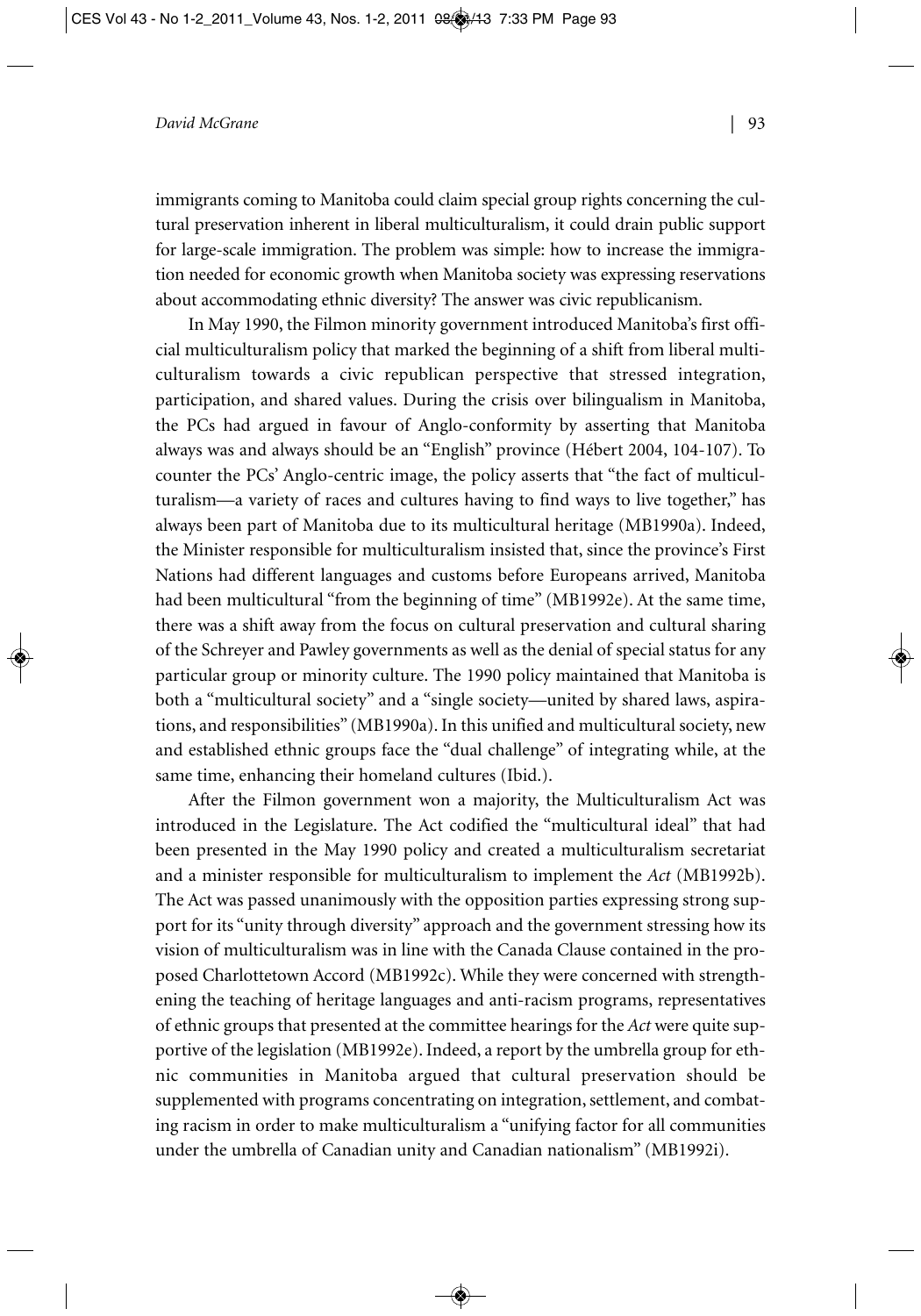immigrants coming to Manitoba could claim special group rights concerning the cultural preservation inherent in liberal multiculturalism, it could drain public support for large-scale immigration. The problem was simple: how to increase the immigration needed for economic growth when Manitoba society was expressing reservations about accommodating ethnic diversity? The answer was civic republicanism.

In May 1990, the Filmon minority government introduced Manitoba's first official multiculturalism policy that marked the beginning of a shift from liberal multiculturalism towards a civic republican perspective that stressed integration, participation, and shared values. During the crisis over bilingualism in Manitoba, the PCs had argued in favour of Anglo-conformity by asserting that Manitoba always was and always should be an "English" province (Hébert 2004, 104-107). To counter the PCs' Anglo-centric image, the policy asserts that "the fact of multiculturalism—a variety of races and cultures having to find ways to live together," has always been part of Manitoba due to its multicultural heritage (MB1990a). Indeed, the Minister responsible for multiculturalism insisted that, since the province's First Nations had different languages and customs before Europeans arrived, Manitoba had been multicultural "from the beginning of time" (MB1992e). At the same time, there was a shift away from the focus on cultural preservation and cultural sharing of the Schreyer and Pawley governments as well as the denial of special status for any particular group or minority culture. The 1990 policy maintained that Manitoba is both a "multicultural society" and a "single society—united by shared laws, aspirations, and responsibilities" (MB1990a). In this unified and multicultural society, new and established ethnic groups face the "dual challenge" of integrating while, at the same time, enhancing their homeland cultures (Ibid.).

After the Filmon government won a majority, the Multiculturalism Act was introduced in the Legislature. The Act codified the "multicultural ideal" that had been presented in the May 1990 policy and created a multiculturalism secretariat and a minister responsible for multiculturalism to implement the *Act* (MB1992b). The Act was passed unanimously with the opposition parties expressing strong support for its "unity through diversity" approach and the government stressing how its vision of multiculturalism was in line with the Canada Clause contained in the proposed Charlottetown Accord (MB1992c). While they were concerned with strengthening the teaching of heritage languages and anti-racism programs, representatives of ethnic groups that presented at the committee hearings for the *Act* were quite supportive of the legislation (MB1992e). Indeed, a report by the umbrella group for ethnic communities in Manitoba argued that cultural preservation should be supplemented with programs concentrating on integration, settlement, and combating racism in order to make multiculturalism a "unifying factor for all communities under the umbrella of Canadian unity and Canadian nationalism" (MB1992i).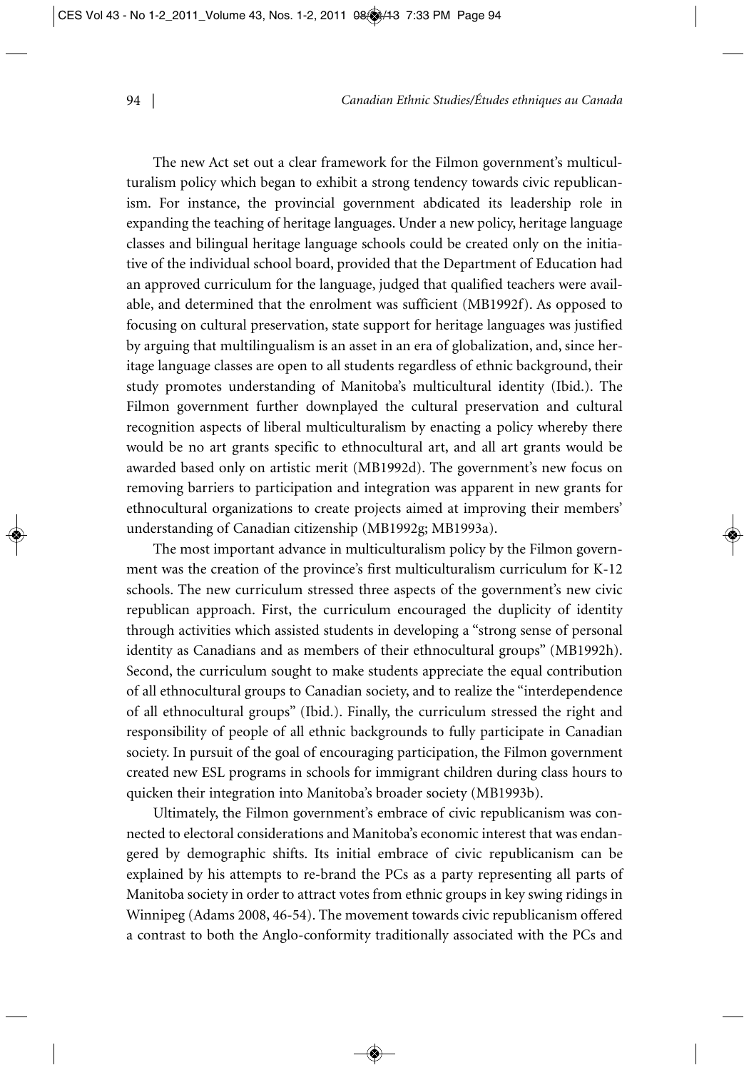The new Act set out a clear framework for the Filmon government's multiculturalism policy which began to exhibit a strong tendency towards civic republicanism. For instance, the provincial government abdicated its leadership role in expanding the teaching of heritage languages. Under a new policy, heritage language classes and bilingual heritage language schools could be created only on the initiative of the individual school board, provided that the Department of Education had an approved curriculum for the language, judged that qualified teachers were available, and determined that the enrolment was sufficient (MB1992f). As opposed to focusing on cultural preservation, state support for heritage languages was justified by arguing that multilingualism is an asset in an era of globalization, and, since heritage language classes are open to all students regardless of ethnic background, their study promotes understanding of Manitoba's multicultural identity (Ibid.). The Filmon government further downplayed the cultural preservation and cultural recognition aspects of liberal multiculturalism by enacting a policy whereby there would be no art grants specific to ethnocultural art, and all art grants would be awarded based only on artistic merit (MB1992d). The government's new focus on removing barriers to participation and integration was apparent in new grants for ethnocultural organizations to create projects aimed at improving their members' understanding of Canadian citizenship (MB1992g; MB1993a).

The most important advance in multiculturalism policy by the Filmon government was the creation of the province's first multiculturalism curriculum for K-12 schools. The new curriculum stressed three aspects of the government's new civic republican approach. First, the curriculum encouraged the duplicity of identity through activities which assisted students in developing a "strong sense of personal identity as Canadians and as members of their ethnocultural groups" (MB1992h). Second, the curriculum sought to make students appreciate the equal contribution of all ethnocultural groups to Canadian society, and to realize the "interdependence of all ethnocultural groups" (Ibid.). Finally, the curriculum stressed the right and responsibility of people of all ethnic backgrounds to fully participate in Canadian society. In pursuit of the goal of encouraging participation, the Filmon government created new ESL programs in schools for immigrant children during class hours to quicken their integration into Manitoba's broader society (MB1993b).

Ultimately, the Filmon government's embrace of civic republicanism was connected to electoral considerations and Manitoba's economic interest that was endangered by demographic shifts. Its initial embrace of civic republicanism can be explained by his attempts to re-brand the PCs as a party representing all parts of Manitoba society in order to attract votes from ethnic groups in key swing ridings in Winnipeg (Adams 2008, 46-54). The movement towards civic republicanism offered a contrast to both the Anglo-conformity traditionally associated with the PCs and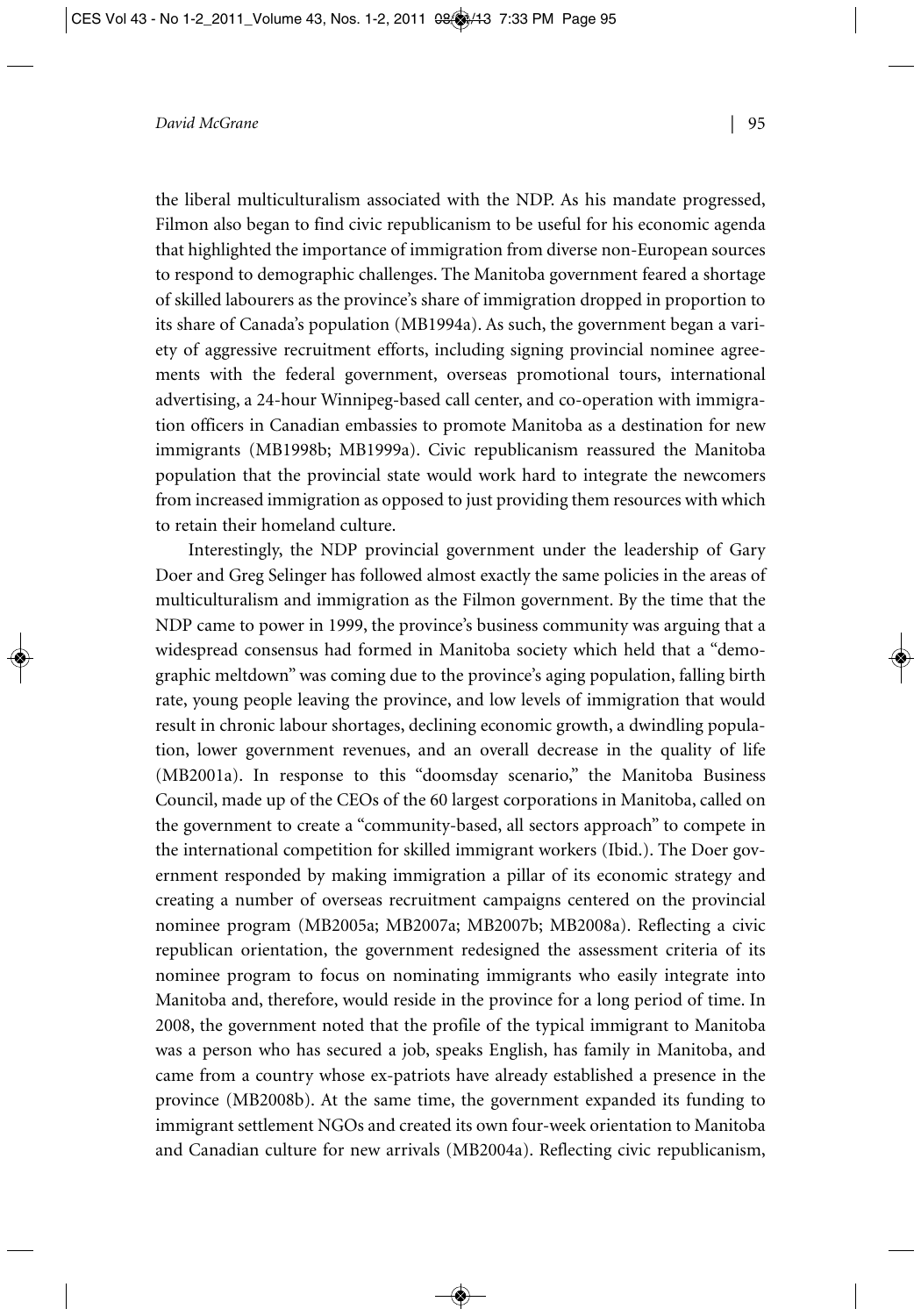the liberal multiculturalism associated with the NDP. As his mandate progressed, Filmon also began to find civic republicanism to be useful for his economic agenda that highlighted the importance of immigration from diverse non-European sources to respond to demographic challenges. The Manitoba government feared a shortage of skilled labourers as the province's share of immigration dropped in proportion to its share of Canada's population (MB1994a). As such, the government began a variety of aggressive recruitment efforts, including signing provincial nominee agreements with the federal government, overseas promotional tours, international advertising, a 24-hour Winnipeg-based call center, and co-operation with immigration officers in Canadian embassies to promote Manitoba as a destination for new immigrants (MB1998b; MB1999a). Civic republicanism reassured the Manitoba population that the provincial state would work hard to integrate the newcomers from increased immigration as opposed to just providing them resources with which to retain their homeland culture.

Interestingly, the NDP provincial government under the leadership of Gary Doer and Greg Selinger has followed almost exactly the same policies in the areas of multiculturalism and immigration as the Filmon government. By the time that the NDP came to power in 1999, the province's business community was arguing that a widespread consensus had formed in Manitoba society which held that a "demographic meltdown" was coming due to the province's aging population, falling birth rate, young people leaving the province, and low levels of immigration that would result in chronic labour shortages, declining economic growth, a dwindling population, lower government revenues, and an overall decrease in the quality of life (MB2001a). In response to this "doomsday scenario," the Manitoba Business Council, made up of the CEOs of the 60 largest corporations in Manitoba, called on the government to create a "community-based, all sectors approach" to compete in the international competition for skilled immigrant workers (Ibid.). The Doer government responded by making immigration a pillar of its economic strategy and creating a number of overseas recruitment campaigns centered on the provincial nominee program (MB2005a; MB2007a; MB2007b; MB2008a). Reflecting a civic republican orientation, the government redesigned the assessment criteria of its nominee program to focus on nominating immigrants who easily integrate into Manitoba and, therefore, would reside in the province for a long period of time. In 2008, the government noted that the profile of the typical immigrant to Manitoba was a person who has secured a job, speaks English, has family in Manitoba, and came from a country whose ex-patriots have already established a presence in the province (MB2008b). At the same time, the government expanded its funding to immigrant settlement NGOs and created its own four-week orientation to Manitoba and Canadian culture for new arrivals (MB2004a). Reflecting civic republicanism,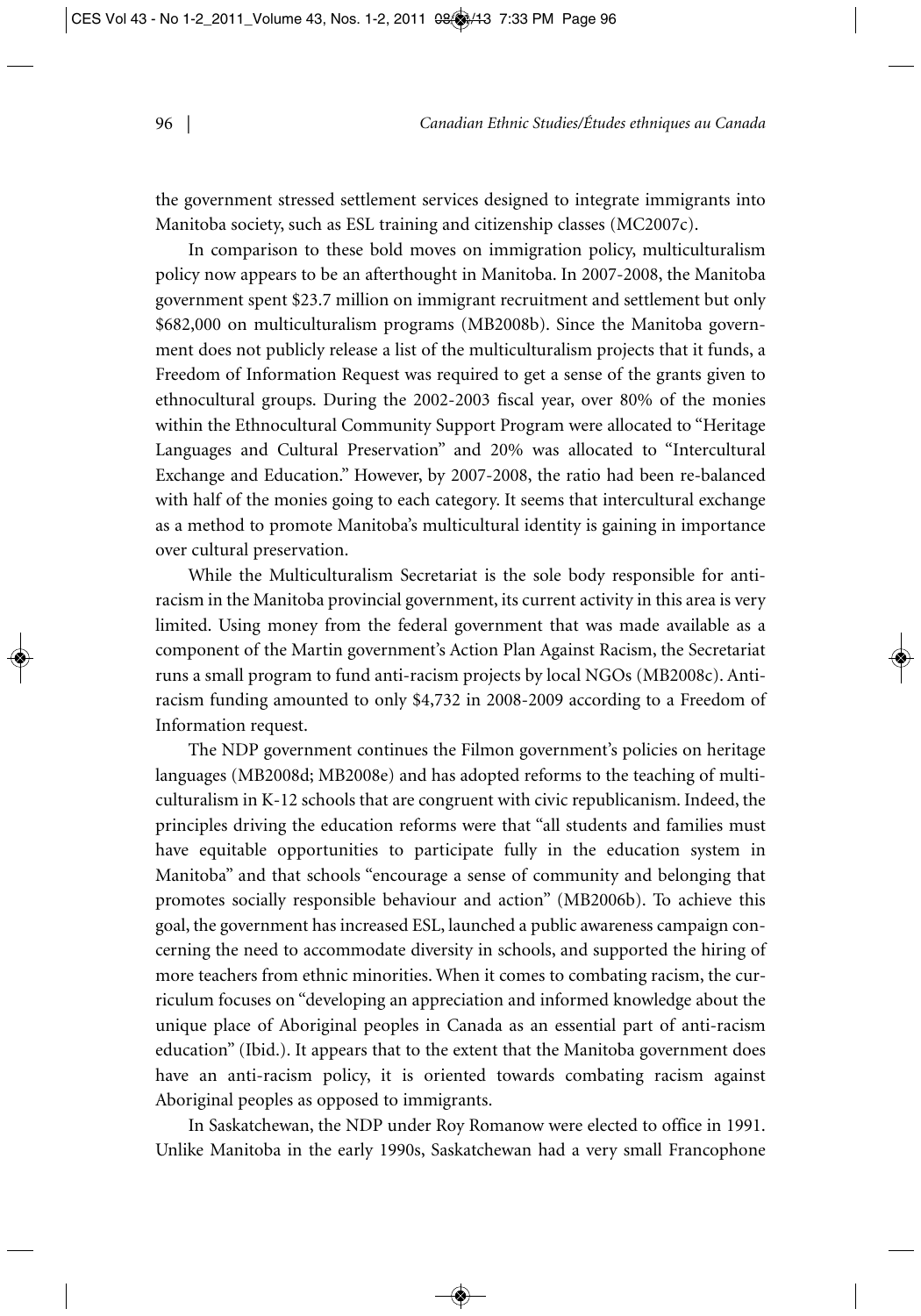the government stressed settlement services designed to integrate immigrants into Manitoba society, such as ESL training and citizenship classes (MC2007c).

In comparison to these bold moves on immigration policy, multiculturalism policy now appears to be an afterthought in Manitoba. In 2007-2008, the Manitoba government spent $23.7 million on immigrant recruitment and settlement but only $682,000 on multiculturalism programs (MB2008b). Since the Manitoba government does not publicly release a list of the multiculturalism projects that it funds, a Freedom of Information Request was required to get a sense of the grants given to ethnocultural groups. During the 2002-2003 fiscal year, over 80% of the monies within the Ethnocultural Community Support Program were allocated to "Heritage Languages and Cultural Preservation" and 20% was allocated to "Intercultural Exchange and Education." However, by 2007-2008, the ratio had been re-balanced with half of the monies going to each category. It seems that intercultural exchange as a method to promote Manitoba's multicultural identity is gaining in importance over cultural preservation.

While the Multiculturalism Secretariat is the sole body responsible for anti-racism in the Manitoba provincial government, its current activity in this area is very limited. Using money from the federal government that was made available as a component of the Martin government's Action Plan Against Racism, the Secretariat runs a small program to fund anti-racism projects by local NGOs (MB2008c). Anti-racism funding amounted to only $4,732 in 2008-2009 according to a Freedom of Information request.

The NDP government continues the Filmon government's policies on heritage languages (MB2008d; MB2008e) and has adopted reforms to the teaching of multiculturalism in K-12 schools that are congruent with civic republicanism. Indeed, the principles driving the education reforms were that "all students and families must have equitable opportunities to participate fully in the education system in Manitoba" and that schools "encourage a sense of community and belonging that promotes socially responsible behaviour and action" (MB2006b). To achieve this goal, the government has increased ESL, launched a public awareness campaign concerning the need to accommodate diversity in schools, and supported the hiring of more teachers from ethnic minorities. When it comes to combating racism, the curriculum focuses on "developing an appreciation and informed knowledge about the unique place of Aboriginal peoples in Canada as an essential part of anti-racism education" (Ibid.). It appears that to the extent that the Manitoba government does have an anti-racism policy, it is oriented towards combating racism against Aboriginal peoples as opposed to immigrants.

In Saskatchewan, the NDP under Roy Romanow were elected to office in 1991. Unlike Manitoba in the early 1990s, Saskatchewan had a very small Francophone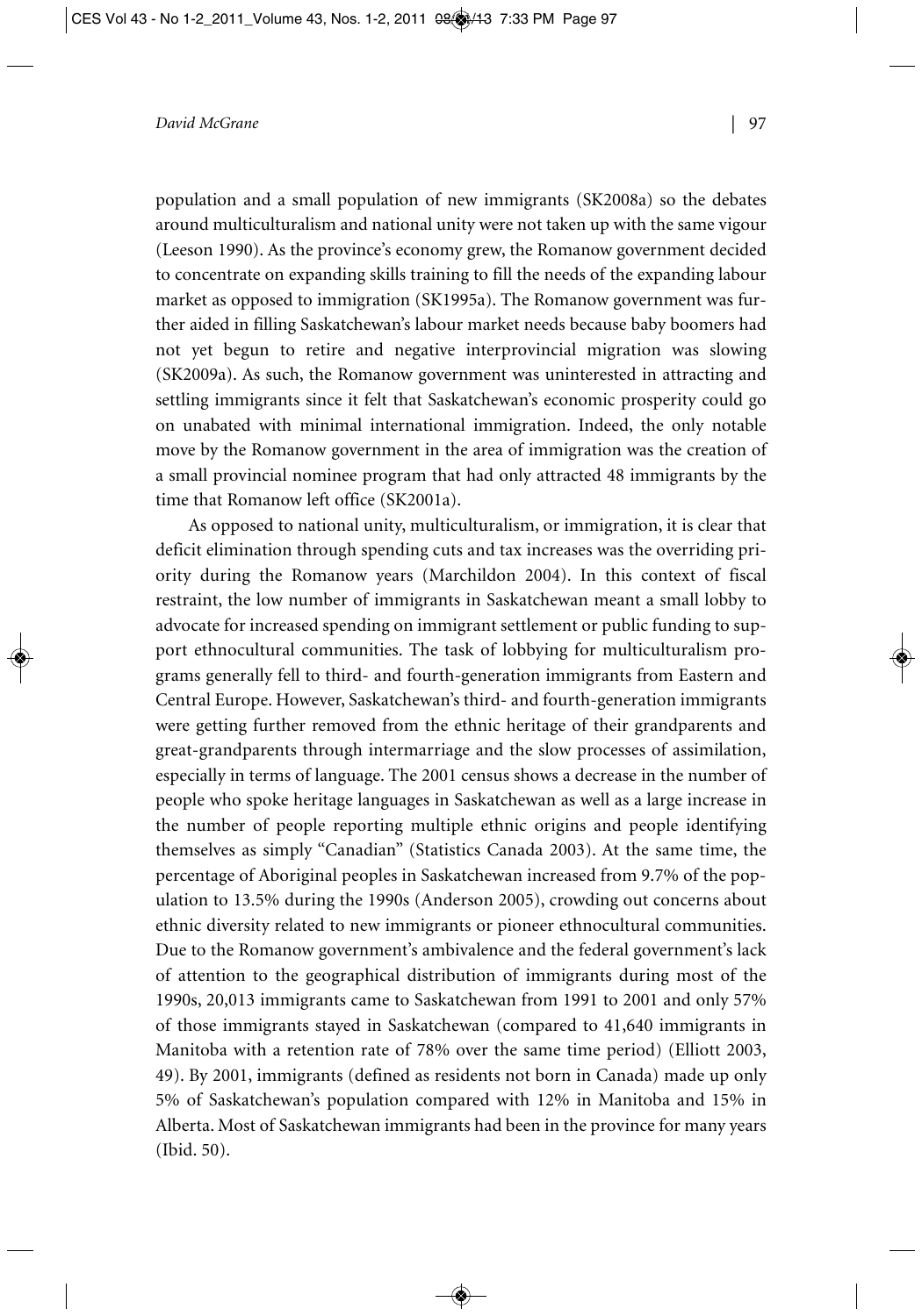population and a small population of new immigrants (SK2008a) so the debates around multiculturalism and national unity were not taken up with the same vigour (Leeson 1990). As the province's economy grew, the Romanow government decided to concentrate on expanding skills training to fill the needs of the expanding labour market as opposed to immigration (SK1995a). The Romanow government was further aided in filling Saskatchewan's labour market needs because baby boomers had not yet begun to retire and negative interprovincial migration was slowing (SK2009a). As such, the Romanow government was uninterested in attracting and settling immigrants since it felt that Saskatchewan's economic prosperity could go on unabated with minimal international immigration. Indeed, the only notable move by the Romanow government in the area of immigration was the creation of a small provincial nominee program that had only attracted 48 immigrants by the time that Romanow left office (SK2001a).

As opposed to national unity, multiculturalism, or immigration, it is clear that deficit elimination through spending cuts and tax increases was the overriding priority during the Romanow years (Marchildon 2004). In this context of fiscal restraint, the low number of immigrants in Saskatchewan meant a small lobby to advocate for increased spending on immigrant settlement or public funding to support ethnocultural communities. The task of lobbying for multiculturalism programs generally fell to third- and fourth-generation immigrants from Eastern and Central Europe. However, Saskatchewan's third- and fourth-generation immigrants were getting further removed from the ethnic heritage of their grandparents and great-grandparents through intermarriage and the slow processes of assimilation, especially in terms of language. The 2001 census shows a decrease in the number of people who spoke heritage languages in Saskatchewan as well as a large increase in the number of people reporting multiple ethnic origins and people identifying themselves as simply "Canadian" (Statistics Canada 2003). At the same time, the percentage of Aboriginal peoples in Saskatchewan increased from 9.7% of the population to 13.5% during the 1990s (Anderson 2005), crowding out concerns about ethnic diversity related to new immigrants or pioneer ethnocultural communities. Due to the Romanow government's ambivalence and the federal government's lack of attention to the geographical distribution of immigrants during most of the 1990s, 20,013 immigrants came to Saskatchewan from 1991 to 2001 and only 57% of those immigrants stayed in Saskatchewan (compared to 41,640 immigrants in Manitoba with a retention rate of 78% over the same time period) (Elliott 2003, 49). By 2001, immigrants (defined as residents not born in Canada) made up only 5% of Saskatchewan's population compared with 12% in Manitoba and 15% in Alberta. Most of Saskatchewan immigrants had been in the province for many years (Ibid. 50).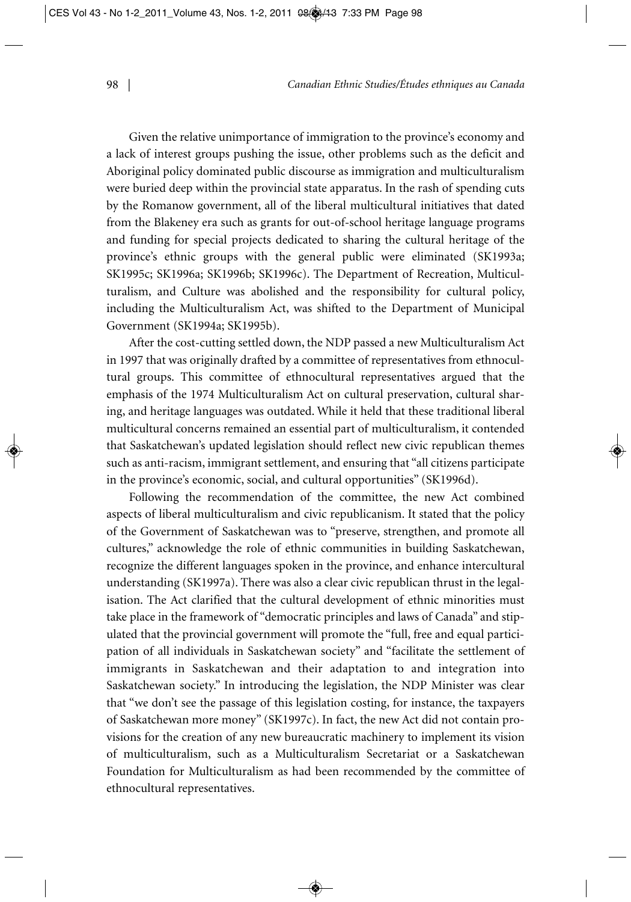Given the relative unimportance of immigration to the province's economy and a lack of interest groups pushing the issue, other problems such as the deficit and Aboriginal policy dominated public discourse as immigration and multiculturalism were buried deep within the provincial state apparatus. In the rash of spending cuts by the Romanow government, all of the liberal multicultural initiatives that dated from the Blakeney era such as grants for out-of-school heritage language programs and funding for special projects dedicated to sharing the cultural heritage of the province's ethnic groups with the general public were eliminated (SK1993a; SK1995c; SK1996a; SK1996b; SK1996c). The Department of Recreation, Multiculturalism, and Culture was abolished and the responsibility for cultural policy, including the Multiculturalism Act, was shifted to the Department of Municipal Government (SK1994a; SK1995b).

After the cost-cutting settled down, the NDP passed a new Multiculturalism Act in 1997 that was originally drafted by a committee of representatives from ethnocultural groups. This committee of ethnocultural representatives argued that the emphasis of the 1974 Multiculturalism Act on cultural preservation, cultural sharing, and heritage languages was outdated. While it held that these traditional liberal multicultural concerns remained an essential part of multiculturalism, it contended that Saskatchewan's updated legislation should reflect new civic republican themes such as anti-racism, immigrant settlement, and ensuring that "all citizens participate in the province's economic, social, and cultural opportunities" (SK1996d).

Following the recommendation of the committee, the new Act combined aspects of liberal multiculturalism and civic republicanism. It stated that the policy of the Government of Saskatchewan was to "preserve, strengthen, and promote all cultures," acknowledge the role of ethnic communities in building Saskatchewan, recognize the different languages spoken in the province, and enhance intercultural understanding (SK1997a). There was also a clear civic republican thrust in the legalisation. The Act clarified that the cultural development of ethnic minorities must take place in the framework of "democratic principles and laws of Canada" and stipulated that the provincial government will promote the "full, free and equal participation of all individuals in Saskatchewan society" and "facilitate the settlement of immigrants in Saskatchewan and their adaptation to and integration into Saskatchewan society." In introducing the legislation, the NDP Minister was clear that "we don't see the passage of this legislation costing, for instance, the taxpayers of Saskatchewan more money" (SK1997c). In fact, the new Act did not contain provisions for the creation of any new bureaucratic machinery to implement its vision of multiculturalism, such as a Multiculturalism Secretariat or a Saskatchewan Foundation for Multiculturalism as had been recommended by the committee of ethnocultural representatives.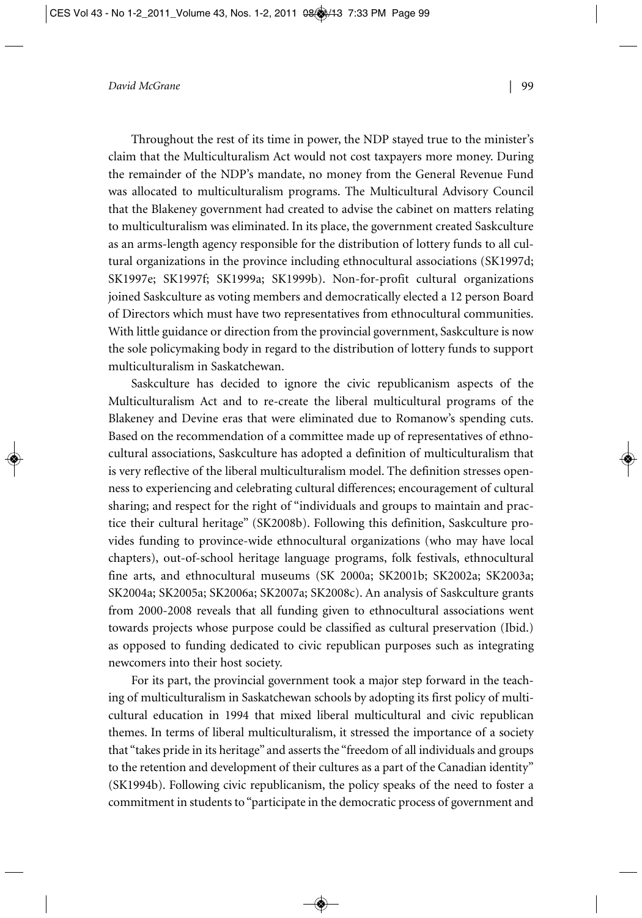Throughout the rest of its time in power, the NDP stayed true to the minister's claim that the Multiculturalism Act would not cost taxpayers more money. During the remainder of the NDP's mandate, no money from the General Revenue Fund was allocated to multiculturalism programs. The Multicultural Advisory Council that the Blakeney government had created to advise the cabinet on matters relating to multiculturalism was eliminated. In its place, the government created Saskculture as an arms-length agency responsible for the distribution of lottery funds to all cultural organizations in the province including ethnocultural associations (SK1997d; SK1997e; SK1997f; SK1999a; SK1999b). Non-for-profit cultural organizations joined Saskculture as voting members and democratically elected a 12 person Board of Directors which must have two representatives from ethnocultural communities. With little guidance or direction from the provincial government, Saskculture is now the sole policymaking body in regard to the distribution of lottery funds to support multiculturalism in Saskatchewan.

Saskculture has decided to ignore the civic republicanism aspects of the Multiculturalism Act and to re-create the liberal multicultural programs of the Blakeney and Devine eras that were eliminated due to Romanow's spending cuts. Based on the recommendation of a committee made up of representatives of ethnocultural associations, Saskculture has adopted a definition of multiculturalism that is very reflective of the liberal multiculturalism model. The definition stresses openness to experiencing and celebrating cultural differences; encouragement of cultural sharing; and respect for the right of "individuals and groups to maintain and practice their cultural heritage" (SK2008b). Following this definition, Saskculture provides funding to province-wide ethnocultural organizations (who may have local chapters), out-of-school heritage language programs, folk festivals, ethnocultural fine arts, and ethnocultural museums (SK 2000a; SK2001b; SK2002a; SK2003a; SK2004a; SK2005a; SK2006a; SK2007a; SK2008c). An analysis of Saskculture grants from 2000-2008 reveals that all funding given to ethnocultural associations went towards projects whose purpose could be classified as cultural preservation (Ibid.) as opposed to funding dedicated to civic republican purposes such as integrating newcomers into their host society.

For its part, the provincial government took a major step forward in the teaching of multiculturalism in Saskatchewan schools by adopting its first policy of multicultural education in 1994 that mixed liberal multicultural and civic republican themes. In terms of liberal multiculturalism, it stressed the importance of a society that "takes pride in its heritage" and asserts the "freedom of all individuals and groups to the retention and development of their cultures as a part of the Canadian identity" (SK1994b). Following civic republicanism, the policy speaks of the need to foster a commitment in students to "participate in the democratic process of government and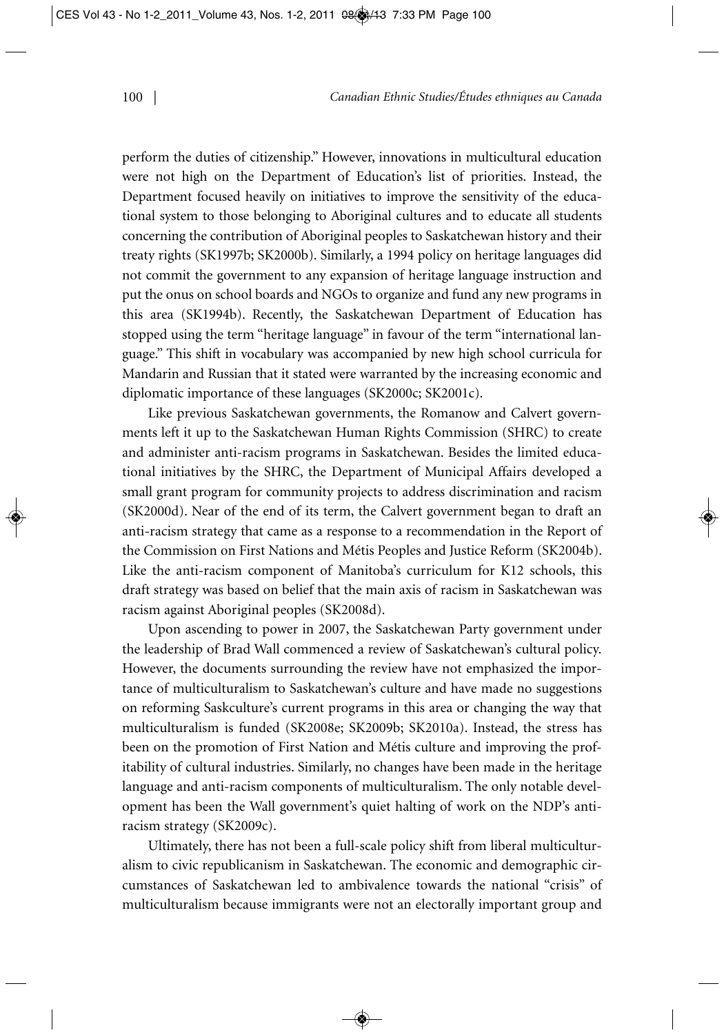perform the duties of citizenship." However, innovations in multicultural education were not high on the Department of Education's list of priorities. Instead, the Department focused heavily on initiatives to improve the sensitivity of the educational system to those belonging to Aboriginal cultures and to educate all students concerning the contribution of Aboriginal peoples to Saskatchewan history and their treaty rights (SK1997b; SK2000b). Similarly, a 1994 policy on heritage languages did not commit the government to any expansion of heritage language instruction and put the onus on school boards and NGOs to organize and fund any new programs in this area (SK1994b). Recently, the Saskatchewan Department of Education has stopped using the term "heritage language" in favour of the term "international language." This shift in vocabulary was accompanied by new high school curricula for Mandarin and Russian that it stated were warranted by the increasing economic and diplomatic importance of these languages (SK2000c; SK2001c).

Like previous Saskatchewan governments, the Romanow and Calvert governments left it up to the Saskatchewan Human Rights Commission (SHRC) to create and administer anti-racism programs in Saskatchewan. Besides the limited educational initiatives by the SHRC, the Department of Municipal Affairs developed a small grant program for community projects to address discrimination and racism (SK2000d). Near of the end of its term, the Calvert government began to draft an anti-racism strategy that came as a response to a recommendation in the Report of the Commission on First Nations and Métis Peoples and Justice Reform (SK2004b). Like the anti-racism component of Manitoba's curriculum for K12 schools, this draft strategy was based on belief that the main axis of racism in Saskatchewan was racism against Aboriginal peoples (SK2008d).

Upon ascending to power in 2007, the Saskatchewan Party government under the leadership of Brad Wall commenced a review of Saskatchewan's cultural policy. However, the documents surrounding the review have not emphasized the importance of multiculturalism to Saskatchewan's culture and have made no suggestions on reforming Saskculture's current programs in this area or changing the way that multiculturalism is funded (SK2008e; SK2009b; SK2010a). Instead, the stress has been on the promotion of First Nation and Métis culture and improving the profitability of cultural industries. Similarly, no changes have been made in the heritage language and anti-racism components of multiculturalism. The only notable development has been the Wall government's quiet halting of work on the NDP's anti-racism strategy (SK2009c).

Ultimately, there has not been a full-scale policy shift from liberal multiculturalism to civic republicanism in Saskatchewan. The economic and demographic circumstances of Saskatchewan led to ambivalence towards the national "crisis" of multiculturalism because immigrants were not an electorally important group and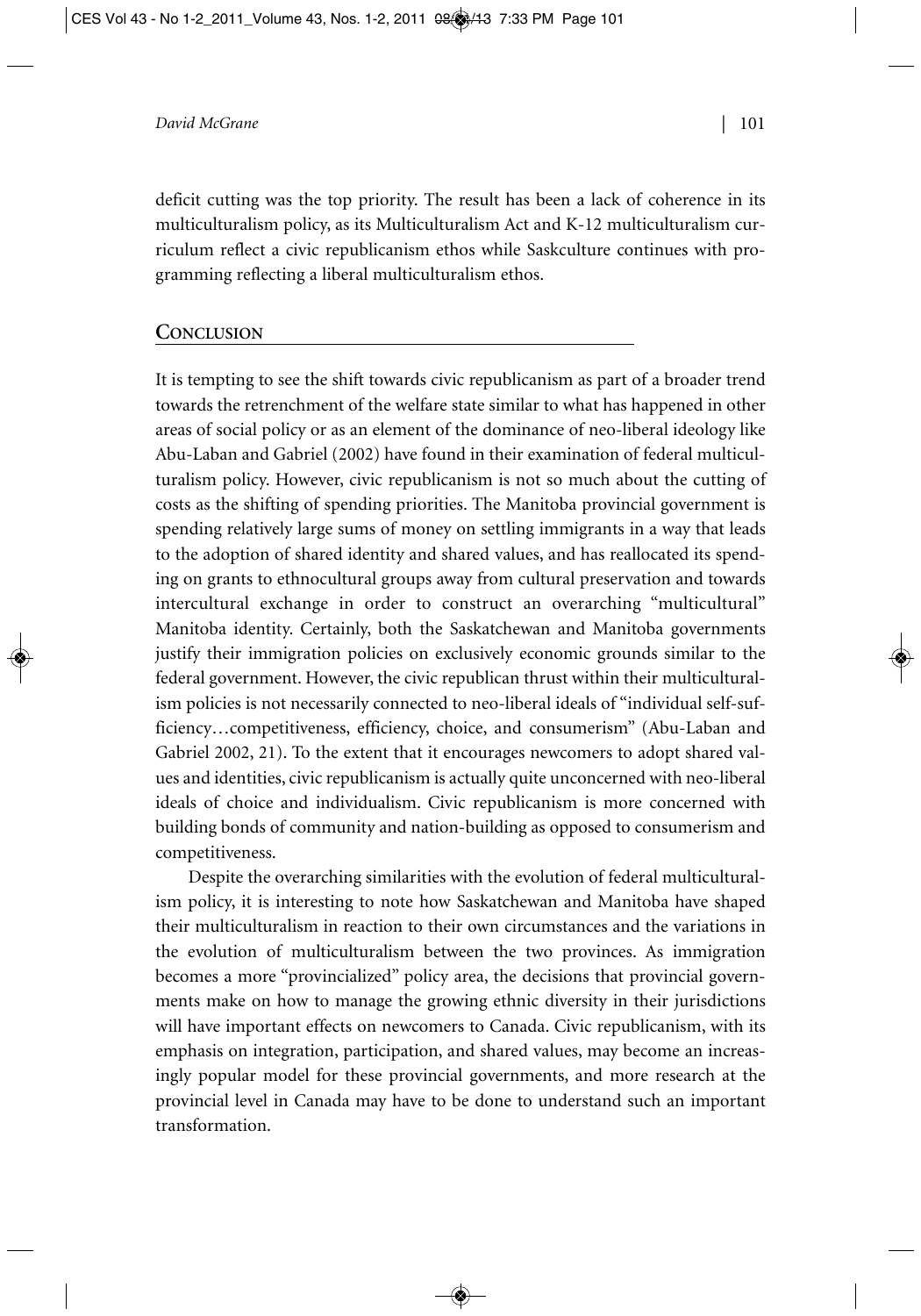deficit cutting was the top priority. The result has been a lack of coherence in its multiculturalism policy, as its Multiculturalism Act and K-12 multiculturalism curriculum reflect a civic republicanism ethos while Saskculture continues with programming reflecting a liberal multiculturalism ethos.

## Conclusion

It is tempting to see the shift towards civic republicanism as part of a broader trend towards the retrenchment of the welfare state similar to what has happened in other areas of social policy or as an element of the dominance of neo-liberal ideology like Abu-Laban and Gabriel (2002) have found in their examination of federal multiculturalism policy. However, civic republicanism is not so much about the cutting of costs as the shifting of spending priorities. The Manitoba provincial government is spending relatively large sums of money on settling immigrants in a way that leads to the adoption of shared identity and shared values, and has reallocated its spending on grants to ethnocultural groups away from cultural preservation and towards intercultural exchange in order to construct an overarching "multicultural" Manitoba identity. Certainly, both the Saskatchewan and Manitoba governments justify their immigration policies on exclusively economic grounds similar to the federal government. However, the civic republican thrust within their multiculturalism policies is not necessarily connected to neo-liberal ideals of "individual self-sufficiency…competitiveness, efficiency, choice, and consumerism" (Abu-Laban and Gabriel 2002, 21). To the extent that it encourages newcomers to adopt shared values and identities, civic republicanism is actually quite unconcerned with neo-liberal ideals of choice and individualism. Civic republicanism is more concerned with building bonds of community and nation-building as opposed to consumerism and competitiveness.

Despite the overarching similarities with the evolution of federal multiculturalism policy, it is interesting to note how Saskatchewan and Manitoba have shaped their multiculturalism in reaction to their own circumstances and the variations in the evolution of multiculturalism between the two provinces. As immigration becomes a more "provincialized" policy area, the decisions that provincial governments make on how to manage the growing ethnic diversity in their jurisdictions will have important effects on newcomers to Canada. Civic republicanism, with its emphasis on integration, participation, and shared values, may become an increasingly popular model for these provincial governments, and more research at the provincial level in Canada may have to be done to understand such an important transformation.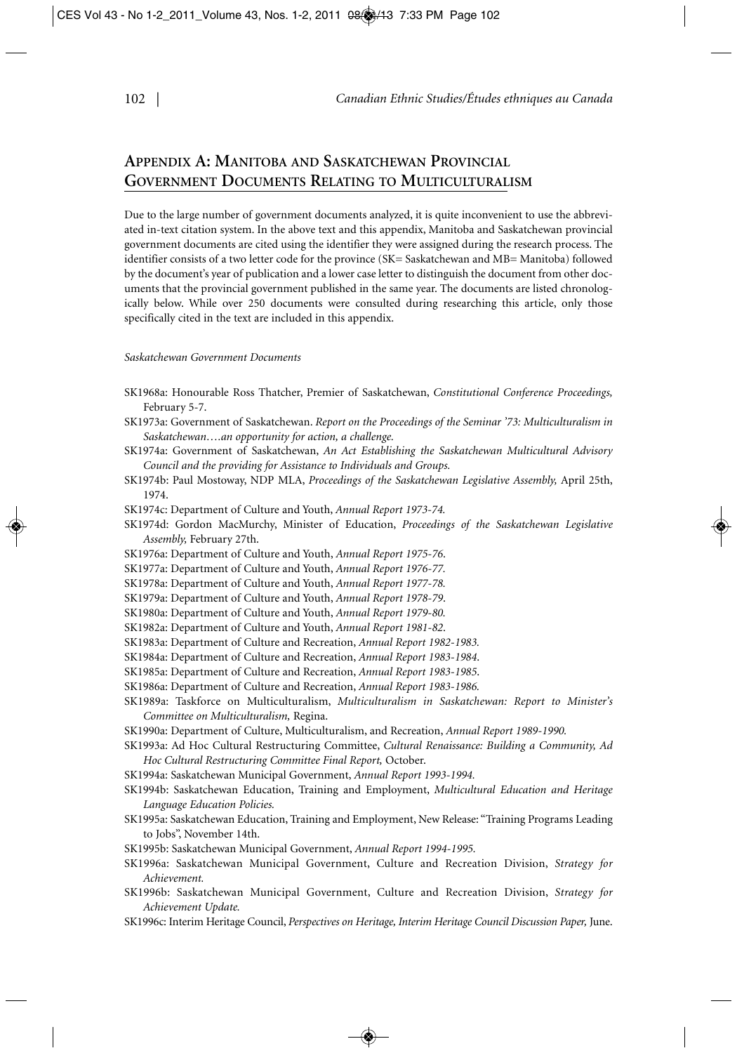## Appendix A: Manitoba and Saskatchewan Provincial Government Documents Relating to Multiculturalism

Due to the large number of government documents analyzed, it is quite inconvenient to use the abbreviated in-text citation system. In the above text and this appendix, Manitoba and Saskatchewan provincial government documents are cited using the identifier they were assigned during the research process. The identifier consists of a two letter code for the province (SK= Saskatchewan and MB= Manitoba) followed by the document's year of publication and a lower case letter to distinguish the document from other documents that the provincial government published in the same year. The documents are listed chronologically below. While over 250 documents were consulted during researching this article, only those specifically cited in the text are included in this appendix.

*Saskatchewan Government Documents*

SK1968a: Honourable Ross Thatcher, Premier of Saskatchewan, *Constitutional Conference Proceedings,* February 5-7.

SK1973a: Government of Saskatchewan. *Report on the Proceedings of the Seminar '73: Multiculturalism in Saskatchewan….an opportunity for action, a challenge.*

SK1974a: Government of Saskatchewan, *An Act Establishing the Saskatchewan Multicultural Advisory Council and the providing for Assistance to Individuals and Groups.*

SK1974b: Paul Mostoway, NDP MLA, *Proceedings of the Saskatchewan Legislative Assembly,* April 25th, 1974.

SK1974c: Department of Culture and Youth, *Annual Report 1973-74.*

SK1974d: Gordon MacMurchy, Minister of Education, *Proceedings of the Saskatchewan Legislative Assembly,* February 27th.

SK1976a: Department of Culture and Youth, *Annual Report 1975-76.*

SK1977a: Department of Culture and Youth, *Annual Report 1976-77.*

SK1978a: Department of Culture and Youth, *Annual Report 1977-78.*

SK1979a: Department of Culture and Youth, *Annual Report 1978-79.*

SK1980a: Department of Culture and Youth, *Annual Report 1979-80.*

SK1982a: Department of Culture and Youth, *Annual Report 1981-82.*

SK1983a: Department of Culture and Recreation, *Annual Report 1982-1983.*

SK1984a: Department of Culture and Recreation, *Annual Report 1983-1984.*

SK1985a: Department of Culture and Recreation, *Annual Report 1983-1985.*

SK1986a: Department of Culture and Recreation, *Annual Report 1983-1986.*

SK1989a: Taskforce on Multiculturalism, *Multiculturalism in Saskatchewan: Report to Minister's Committee on Multiculturalism,* Regina.

SK1990a: Department of Culture, Multiculturalism, and Recreation, *Annual Report 1989-1990.*

SK1993a: Ad Hoc Cultural Restructuring Committee, *Cultural Renaissance: Building a Community, Ad Hoc Cultural Restructuring Committee Final Report,* October.

SK1994a: Saskatchewan Municipal Government, *Annual Report 1993-1994.*

SK1994b: Saskatchewan Education, Training and Employment, *Multicultural Education and Heritage Language Education Policies.*

SK1995a: Saskatchewan Education, Training and Employment, New Release: "Training Programs Leading to Jobs", November 14th.

SK1995b: Saskatchewan Municipal Government, *Annual Report 1994-1995.*

SK1996a: Saskatchewan Municipal Government, Culture and Recreation Division, *Strategy for Achievement.*

SK1996b: Saskatchewan Municipal Government, Culture and Recreation Division, *Strategy for Achievement Update.*

SK1996c: Interim Heritage Council, *Perspectives on Heritage, Interim Heritage Council Discussion Paper,* June.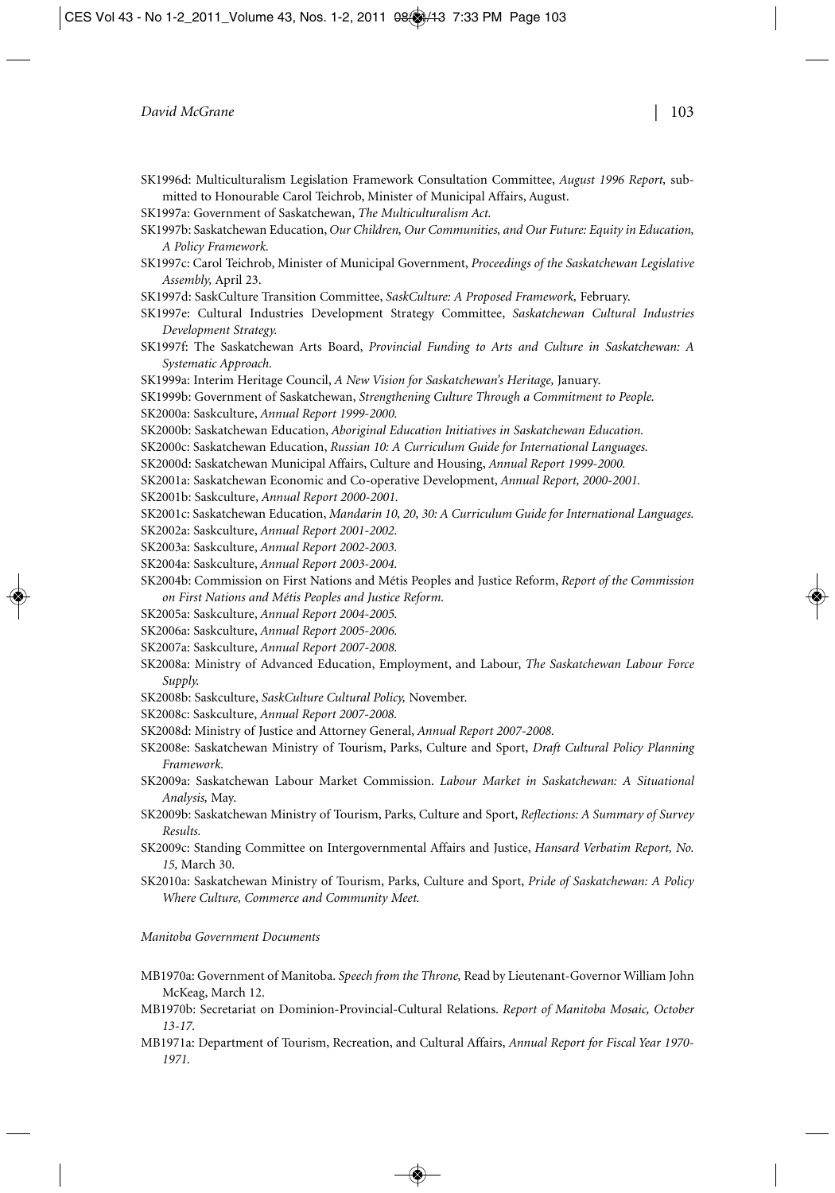SK1996d: Multiculturalism Legislation Framework Consultation Committee, *August 1996 Report,* submitted to Honourable Carol Teichrob, Minister of Municipal Affairs, August.

SK1997a: Government of Saskatchewan, *The Multiculturalism Act.*

SK1997b: Saskatchewan Education, *Our Children, Our Communities, and Our Future: Equity in Education, A Policy Framework.*

SK1997c: Carol Teichrob, Minister of Municipal Government, *Proceedings of the Saskatchewan Legislative Assembly,* April 23.

SK1997d: SaskCulture Transition Committee, *SaskCulture: A Proposed Framework,* February.

SK1997e: Cultural Industries Development Strategy Committee, *Saskatchewan Cultural Industries Development Strategy.*

SK1997f: The Saskatchewan Arts Board, *Provincial Funding to Arts and Culture in Saskatchewan: A Systematic Approach.*

SK1999a: Interim Heritage Council, *A New Vision for Saskatchewan's Heritage,* January.

SK1999b: Government of Saskatchewan, *Strengthening Culture Through a Commitment to People.*

SK2000a: Saskculture, *Annual Report 1999-2000.*

SK2000b: Saskatchewan Education, *Aboriginal Education Initiatives in Saskatchewan Education.*

SK2000c: Saskatchewan Education, *Russian 10: A Curriculum Guide for International Languages.*

SK2000d: Saskatchewan Municipal Affairs, Culture and Housing, *Annual Report 1999-2000.*

SK2001a: Saskatchewan Economic and Co-operative Development, *Annual Report, 2000-2001.*

SK2001b: Saskculture, *Annual Report 2000-2001.*

SK2001c: Saskatchewan Education, *Mandarin 10, 20, 30: A Curriculum Guide for International Languages.*

SK2002a: Saskculture, *Annual Report 2001-2002.*

SK2003a: Saskculture, *Annual Report 2002-2003.*

SK2004a: Saskculture, *Annual Report 2003-2004.*

SK2004b: Commission on First Nations and Métis Peoples and Justice Reform, *Report of the Commission on First Nations and Métis Peoples and Justice Reform.*

SK2005a: Saskculture, *Annual Report 2004-2005.*

SK2006a: Saskculture, *Annual Report 2005-2006.*

SK2007a: Saskculture, *Annual Report 2007-2008.*

SK2008a: Ministry of Advanced Education, Employment, and Labour, *The Saskatchewan Labour Force Supply.*

SK2008b: Saskculture, *SaskCulture Cultural Policy,* November.

SK2008c: Saskculture, *Annual Report 2007-2008.*

SK2008d: Ministry of Justice and Attorney General, *Annual Report 2007-2008.*

SK2008e: Saskatchewan Ministry of Tourism, Parks, Culture and Sport, *Draft Cultural Policy Planning Framework.*

SK2009a: Saskatchewan Labour Market Commission. *Labour Market in Saskatchewan: A Situational Analysis,* May.

SK2009b: Saskatchewan Ministry of Tourism, Parks, Culture and Sport, *Reflections: A Summary of Survey Results.*

SK2009c: Standing Committee on Intergovernmental Affairs and Justice, *Hansard Verbatim Report, No. 15,* March 30.

SK2010a: Saskatchewan Ministry of Tourism, Parks, Culture and Sport, *Pride of Saskatchewan: A Policy Where Culture, Commerce and Community Meet.*

*Manitoba Government Documents*

MB1970a: Government of Manitoba. *Speech from the Throne,* Read by Lieutenant-Governor William John McKeag, March 12.

MB1970b: Secretariat on Dominion-Provincial-Cultural Relations. *Report of Manitoba Mosaic, October 13-17.*

MB1971a: Department of Tourism, Recreation, and Cultural Affairs, *Annual Report for Fiscal Year 1970-1971.*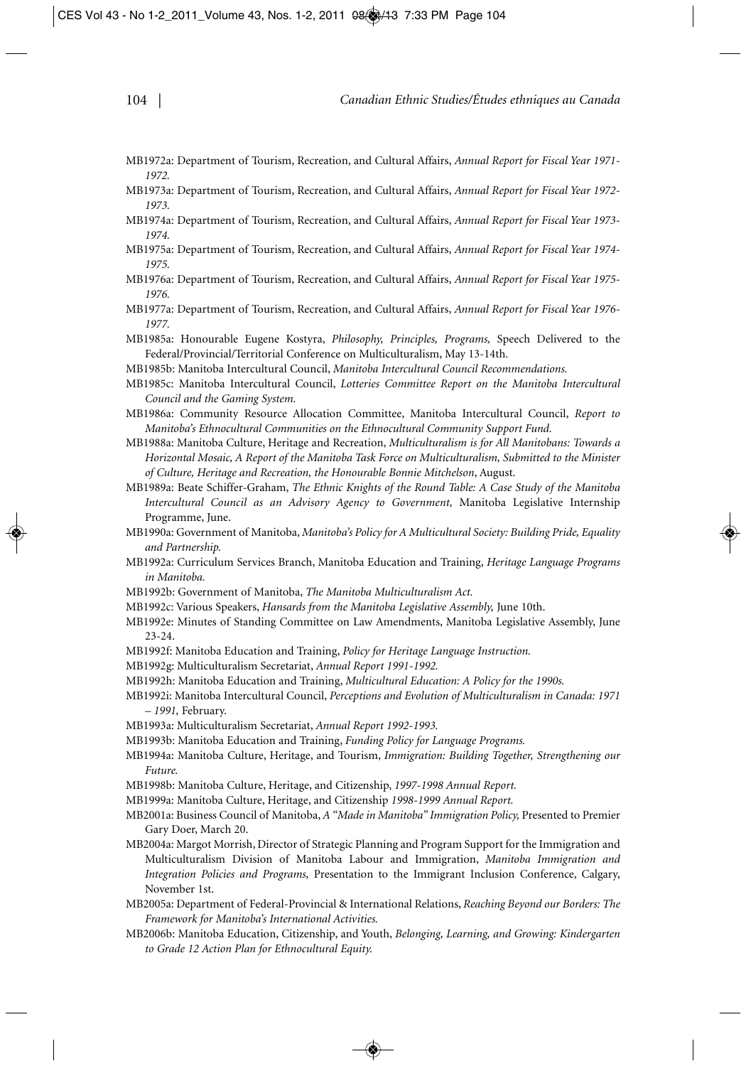MB1972a: Department of Tourism, Recreation, and Cultural Affairs, *Annual Report for Fiscal Year 1971-1972.*

MB1973a: Department of Tourism, Recreation, and Cultural Affairs, *Annual Report for Fiscal Year 1972-1973.*

MB1974a: Department of Tourism, Recreation, and Cultural Affairs, *Annual Report for Fiscal Year 1973-1974.*

MB1975a: Department of Tourism, Recreation, and Cultural Affairs, *Annual Report for Fiscal Year 1974-1975.*

MB1976a: Department of Tourism, Recreation, and Cultural Affairs, *Annual Report for Fiscal Year 1975-1976.*

MB1977a: Department of Tourism, Recreation, and Cultural Affairs, *Annual Report for Fiscal Year 1976-1977.*

MB1985a: Honourable Eugene Kostyra, *Philosophy, Principles, Programs,* Speech Delivered to the Federal/Provincial/Territorial Conference on Multiculturalism, May 13-14th.

MB1985b: Manitoba Intercultural Council, *Manitoba Intercultural Council Recommendations.*

MB1985c: Manitoba Intercultural Council, *Lotteries Committee Report on the Manitoba Intercultural Council and the Gaming System.*

MB1986a: Community Resource Allocation Committee, Manitoba Intercultural Council, *Report to Manitoba's Ethnocultural Communities on the Ethnocultural Community Support Fund.*

MB1988a: Manitoba Culture, Heritage and Recreation, *Multiculturalism is for All Manitobans: Towards a Horizontal Mosaic, A Report of the Manitoba Task Force on Multiculturalism, Submitted to the Minister of Culture, Heritage and Recreation, the Honourable Bonnie Mitchelson*, August.

MB1989a: Beate Schiffer-Graham, *The Ethnic Knights of the Round Table: A Case Study of the Manitoba Intercultural Council as an Advisory Agency to Government,* Manitoba Legislative Internship Programme, June.

MB1990a: Government of Manitoba, *Manitoba's Policy for A Multicultural Society: Building Pride, Equality and Partnership.*

MB1992a: Curriculum Services Branch, Manitoba Education and Training, *Heritage Language Programs in Manitoba.*

MB1992b: Government of Manitoba, *The Manitoba Multiculturalism Act.*

MB1992c: Various Speakers, *Hansards from the Manitoba Legislative Assembly,* June 10th.

MB1992e: Minutes of Standing Committee on Law Amendments, Manitoba Legislative Assembly, June 23-24.

MB1992f: Manitoba Education and Training, *Policy for Heritage Language Instruction.*

MB1992g: Multiculturalism Secretariat, *Annual Report 1991-1992.*

MB1992h: Manitoba Education and Training, *Multicultural Education: A Policy for the 1990s.*

MB1992i: Manitoba Intercultural Council, *Perceptions and Evolution of Multiculturalism in Canada: 1971 – 1991,* February.

MB1993a: Multiculturalism Secretariat, *Annual Report 1992-1993.*

MB1993b: Manitoba Education and Training, *Funding Policy for Language Programs.*

MB1994a: Manitoba Culture, Heritage, and Tourism, *Immigration: Building Together, Strengthening our Future.*

MB1998b: Manitoba Culture, Heritage, and Citizenship, *1997-1998 Annual Report.*

MB1999a: Manitoba Culture, Heritage, and Citizenship *1998-1999 Annual Report.*

MB2001a: Business Council of Manitoba, *A "Made in Manitoba" Immigration Policy,* Presented to Premier Gary Doer, March 20.

MB2004a: Margot Morrish, Director of Strategic Planning and Program Support for the Immigration and Multiculturalism Division of Manitoba Labour and Immigration, *Manitoba Immigration and Integration Policies and Programs,* Presentation to the Immigrant Inclusion Conference, Calgary, November 1st.

MB2005a: Department of Federal-Provincial & International Relations, *Reaching Beyond our Borders: The Framework for Manitoba's International Activities.*

MB2006b: Manitoba Education, Citizenship, and Youth, *Belonging, Learning, and Growing: Kindergarten to Grade 12 Action Plan for Ethnocultural Equity.*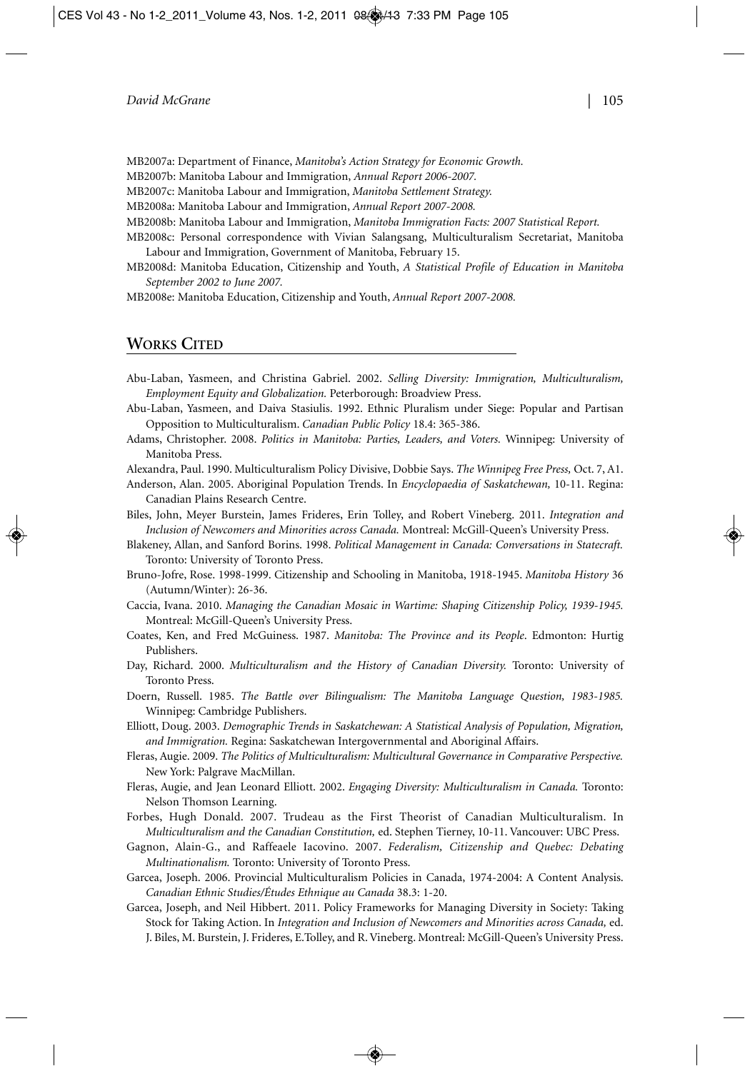MB2007a: Department of Finance, *Manitoba's Action Strategy for Economic Growth.*

MB2007b: Manitoba Labour and Immigration, *Annual Report 2006-2007.*

MB2007c: Manitoba Labour and Immigration, *Manitoba Settlement Strategy.*

MB2008a: Manitoba Labour and Immigration, *Annual Report 2007-2008.*

MB2008b: Manitoba Labour and Immigration, *Manitoba Immigration Facts: 2007 Statistical Report.*

MB2008c: Personal correspondence with Vivian Salangsang, Multiculturalism Secretariat, Manitoba Labour and Immigration, Government of Manitoba, February 15.

MB2008d: Manitoba Education, Citizenship and Youth, *A Statistical Profile of Education in Manitoba September 2002 to June 2007.*

MB2008e: Manitoba Education, Citizenship and Youth, *Annual Report 2007-2008.*

## Works Cited

Abu-Laban, Yasmeen, and Christina Gabriel. 2002. *Selling Diversity: Immigration, Multiculturalism, Employment Equity and Globalization.* Peterborough: Broadview Press.

Abu-Laban, Yasmeen, and Daiva Stasiulis. 1992. Ethnic Pluralism under Siege: Popular and Partisan Opposition to Multiculturalism. *Canadian Public Policy* 18.4: 365-386.

Adams, Christopher. 2008. *Politics in Manitoba: Parties, Leaders, and Voters.* Winnipeg: University of Manitoba Press.

Alexandra, Paul. 1990. Multiculturalism Policy Divisive, Dobbie Says. *The Winnipeg Free Press,* Oct. 7, A1.

Anderson, Alan. 2005. Aboriginal Population Trends. In *Encyclopaedia of Saskatchewan,* 10-11. Regina: Canadian Plains Research Centre.

Biles, John, Meyer Burstein, James Frideres, Erin Tolley, and Robert Vineberg. 2011. *Integration and Inclusion of Newcomers and Minorities across Canada.* Montreal: McGill-Queen's University Press.

Blakeney, Allan, and Sanford Borins. 1998. *Political Management in Canada: Conversations in Statecraft.* Toronto: University of Toronto Press.

Bruno-Jofre, Rose. 1998-1999. Citizenship and Schooling in Manitoba, 1918-1945. *Manitoba History* 36 (Autumn/Winter): 26-36.

Caccia, Ivana. 2010. *Managing the Canadian Mosaic in Wartime: Shaping Citizenship Policy, 1939-1945.* Montreal: McGill-Queen's University Press.

Coates, Ken, and Fred McGuiness. 1987. *Manitoba: The Province and its People*. Edmonton: Hurtig Publishers.

Day, Richard. 2000. *Multiculturalism and the History of Canadian Diversity.* Toronto: University of Toronto Press.

Doern, Russell. 1985. *The Battle over Bilingualism: The Manitoba Language Question, 1983-1985.* Winnipeg: Cambridge Publishers.

Elliott, Doug. 2003. *Demographic Trends in Saskatchewan: A Statistical Analysis of Population, Migration, and Immigration.* Regina: Saskatchewan Intergovernmental and Aboriginal Affairs.

Fleras, Augie. 2009. *The Politics of Multiculturalism: Multicultural Governance in Comparative Perspective.* New York: Palgrave MacMillan.

Fleras, Augie, and Jean Leonard Elliott. 2002. *Engaging Diversity: Multiculturalism in Canada.* Toronto: Nelson Thomson Learning.

Forbes, Hugh Donald. 2007. Trudeau as the First Theorist of Canadian Multiculturalism. In *Multiculturalism and the Canadian Constitution,* ed. Stephen Tierney, 10-11. Vancouver: UBC Press.

Gagnon, Alain-G., and Raffeaele Iacovino. 2007. *Federalism, Citizenship and Quebec: Debating Multinationalism.* Toronto: University of Toronto Press.

Garcea, Joseph. 2006. Provincial Multiculturalism Policies in Canada, 1974-2004: A Content Analysis. *Canadian Ethnic Studies/Études Ethnique au Canada* 38.3: 1-20.

Garcea, Joseph, and Neil Hibbert. 2011. Policy Frameworks for Managing Diversity in Society: Taking Stock for Taking Action. In *Integration and Inclusion of Newcomers and Minorities across Canada,* ed. J. Biles, M. Burstein, J. Frideres, E.Tolley, and R. Vineberg. Montreal: McGill-Queen's University Press.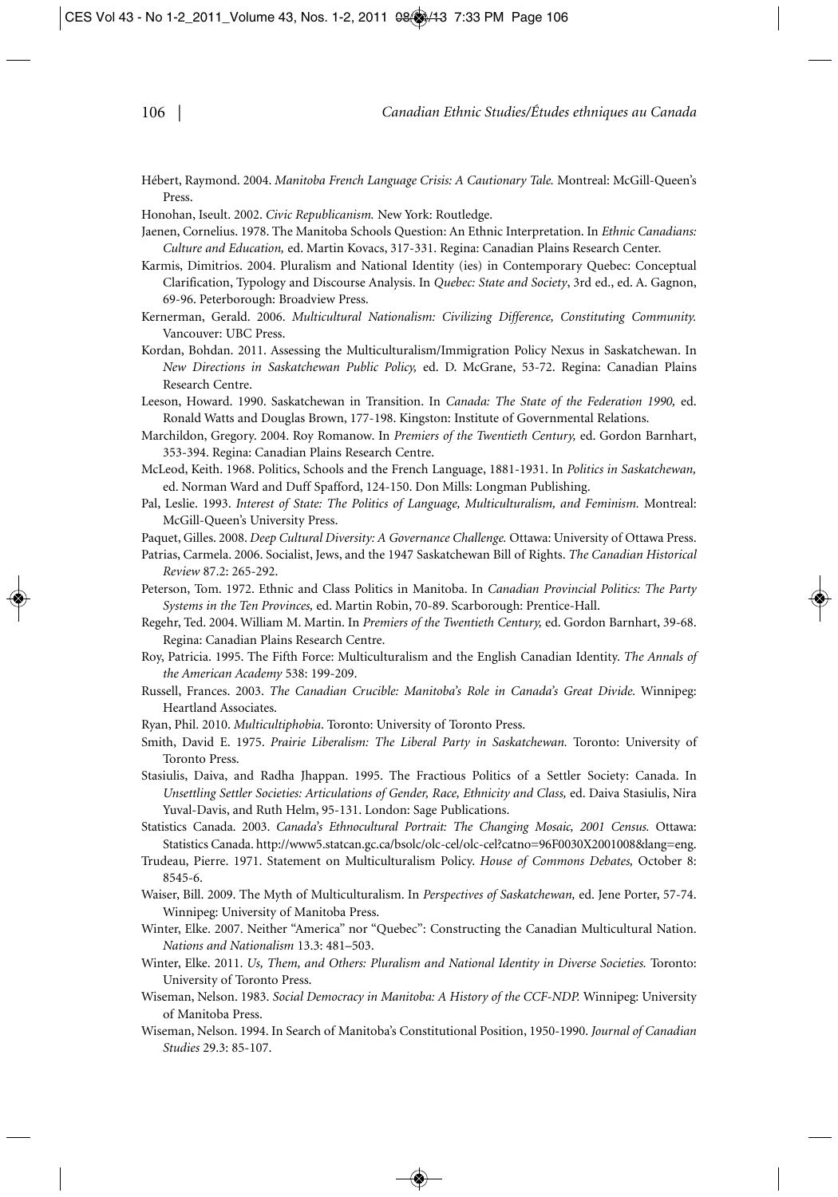Hébert, Raymond. 2004. *Manitoba French Language Crisis: A Cautionary Tale.* Montreal: McGill-Queen's Press.

Honohan, Iseult. 2002. *Civic Republicanism.* New York: Routledge.

Jaenen, Cornelius. 1978. The Manitoba Schools Question: An Ethnic Interpretation. In *Ethnic Canadians: Culture and Education,* ed. Martin Kovacs, 317-331. Regina: Canadian Plains Research Center.

Karmis, Dimitrios. 2004. Pluralism and National Identity (ies) in Contemporary Quebec: Conceptual Clarification, Typology and Discourse Analysis. In *Quebec: State and Society*, 3rd ed., ed. A. Gagnon, 69-96. Peterborough: Broadview Press.

Kernerman, Gerald. 2006. *Multicultural Nationalism: Civilizing Difference, Constituting Community.* Vancouver: UBC Press.

Kordan, Bohdan. 2011. Assessing the Multiculturalism/Immigration Policy Nexus in Saskatchewan. In *New Directions in Saskatchewan Public Policy,* ed. D. McGrane, 53-72. Regina: Canadian Plains Research Centre.

Leeson, Howard. 1990. Saskatchewan in Transition. In *Canada: The State of the Federation 1990,* ed. Ronald Watts and Douglas Brown, 177-198. Kingston: Institute of Governmental Relations.

Marchildon, Gregory. 2004. Roy Romanow. In *Premiers of the Twentieth Century,* ed. Gordon Barnhart, 353-394. Regina: Canadian Plains Research Centre.

McLeod, Keith. 1968. Politics, Schools and the French Language, 1881-1931. In *Politics in Saskatchewan,* ed. Norman Ward and Duff Spafford, 124-150. Don Mills: Longman Publishing.

Pal, Leslie. 1993. *Interest of State: The Politics of Language, Multiculturalism, and Feminism.* Montreal: McGill-Queen's University Press.

Paquet, Gilles. 2008. *Deep Cultural Diversity: A Governance Challenge.* Ottawa: University of Ottawa Press.

Patrias, Carmela. 2006. Socialist, Jews, and the 1947 Saskatchewan Bill of Rights. *The Canadian Historical Review* 87.2: 265-292.

Peterson, Tom. 1972. Ethnic and Class Politics in Manitoba. In *Canadian Provincial Politics: The Party Systems in the Ten Provinces,* ed. Martin Robin, 70-89. Scarborough: Prentice-Hall.

Regehr, Ted. 2004. William M. Martin. In *Premiers of the Twentieth Century,* ed. Gordon Barnhart, 39-68. Regina: Canadian Plains Research Centre.

Roy, Patricia. 1995. The Fifth Force: Multiculturalism and the English Canadian Identity. *The Annals of the American Academy* 538: 199-209.

Russell, Frances. 2003. *The Canadian Crucible: Manitoba's Role in Canada's Great Divide.* Winnipeg: Heartland Associates.

Ryan, Phil. 2010. *Multicultiphobia*. Toronto: University of Toronto Press.

Smith, David E. 1975. *Prairie Liberalism: The Liberal Party in Saskatchewan.* Toronto: University of Toronto Press.

Stasiulis, Daiva, and Radha Jhappan. 1995. The Fractious Politics of a Settler Society: Canada. In *Unsettling Settler Societies: Articulations of Gender, Race, Ethnicity and Class,* ed. Daiva Stasiulis, Nira Yuval-Davis, and Ruth Helm, 95-131. London: Sage Publications.

Statistics Canada. 2003. *Canada's Ethnocultural Portrait: The Changing Mosaic, 2001 Census.* Ottawa: Statistics Canada. http://www5.statcan.gc.ca/bsolc/olc-cel/olc-cel?catno=96F0030X2001008&lang=eng.

Trudeau, Pierre. 1971. Statement on Multiculturalism Policy. *House of Commons Debates,* October 8: 8545-6.

Waiser, Bill. 2009. The Myth of Multiculturalism. In *Perspectives of Saskatchewan,* ed. Jene Porter, 57-74. Winnipeg: University of Manitoba Press.

Winter, Elke. 2007. Neither "America" nor "Quebec": Constructing the Canadian Multicultural Nation. *Nations and Nationalism* 13.3: 481–503.

Winter, Elke. 2011. *Us, Them, and Others: Pluralism and National Identity in Diverse Societies.* Toronto: University of Toronto Press.

Wiseman, Nelson. 1983. *Social Democracy in Manitoba: A History of the CCF-NDP.* Winnipeg: University of Manitoba Press.

Wiseman, Nelson. 1994. In Search of Manitoba's Constitutional Position, 1950-1990. *Journal of Canadian Studies* 29.3: 85-107.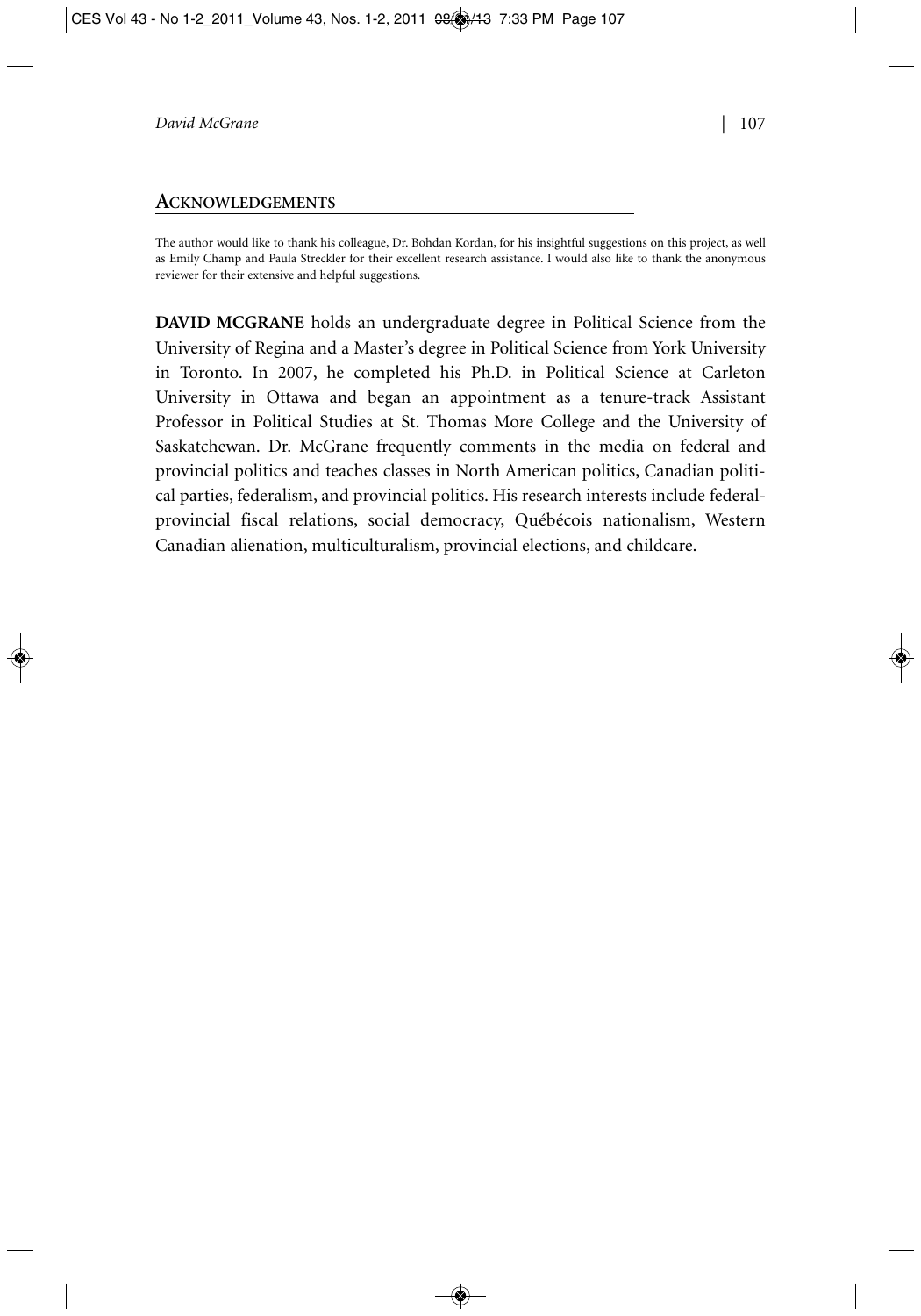## ACKNOWLEDGEMENTS

The author would like to thank his colleague, Dr. Bohdan Kordan, for his insightful suggestions on this project, as well as Emily Champ and Paula Streckler for their excellent research assistance. I would also like to thank the anonymous reviewer for their extensive and helpful suggestions.

**DAVID MCGRANE** holds an undergraduate degree in Political Science from the University of Regina and a Master's degree in Political Science from York University in Toronto. In 2007, he completed his Ph.D. in Political Science at Carleton University in Ottawa and began an appointment as a tenure-track Assistant Professor in Political Studies at St. Thomas More College and the University of Saskatchewan. Dr. McGrane frequently comments in the media on federal and provincial politics and teaches classes in North American politics, Canadian political parties, federalism, and provincial politics. His research interests include federal-provincial fiscal relations, social democracy, Québécois nationalism, Western Canadian alienation, multiculturalism, provincial elections, and childcare.